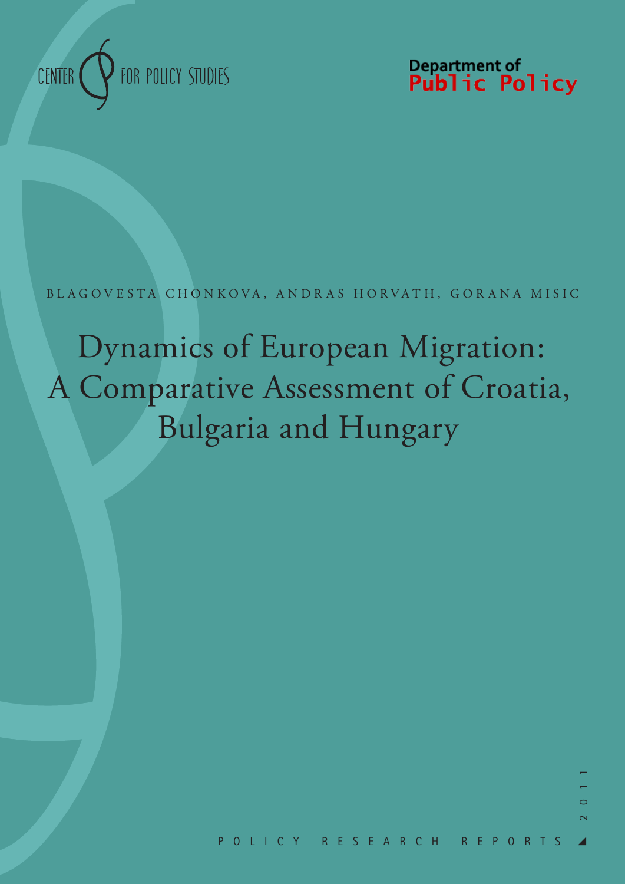CENTER FOR POLICY STUDIES

Department of Public Policy

BLAGOVESTA CHONKOVA, ANDRAS HORVATH, GORANA MISIC

# Dynamics of European Migration: A Comparative Assessment of Croatia, Bulgaria and Hungary

POLICY RESEARCH REPORTS

2011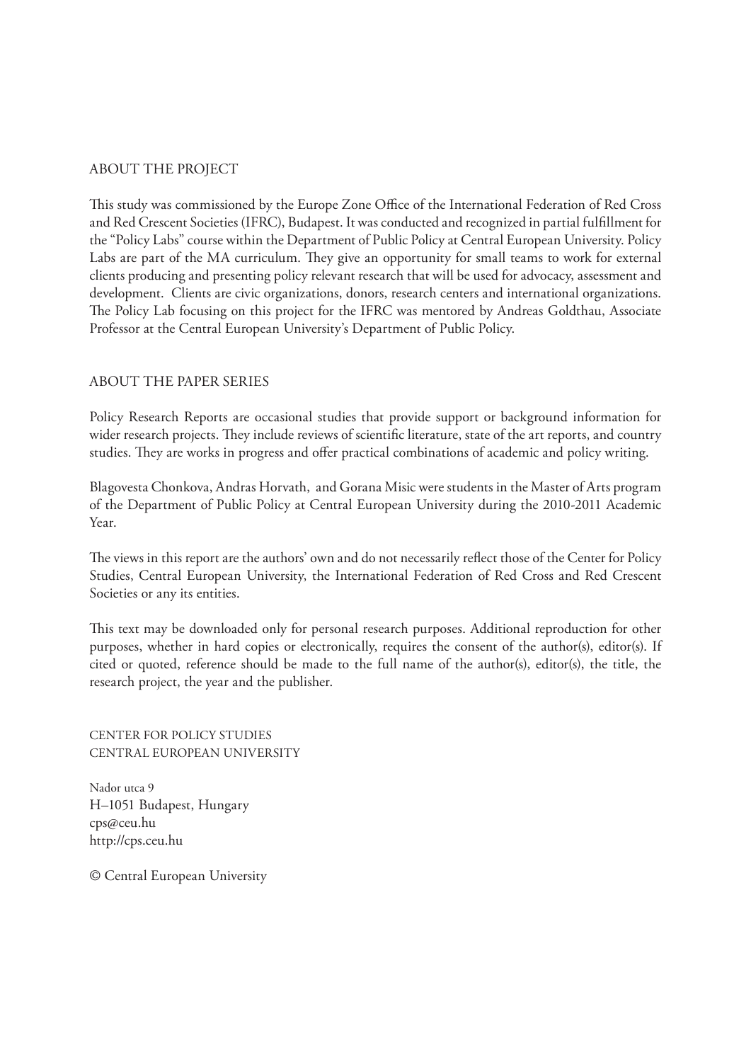## ABOUT THE PROJECT

This study was commissioned by the Europe Zone Office of the International Federation of Red Cross and Red Crescent Societies (IFRC), Budapest. It was conducted and recognized in partial fulfillment for the "Policy Labs" course within the Department of Public Policy at Central European University. Policy Labs are part of the MA curriculum. They give an opportunity for small teams to work for external clients producing and presenting policy relevant research that will be used for advocacy, assessment and development. Clients are civic organizations, donors, research centers and international organizations. The Policy Lab focusing on this project for the IFRC was mentored by Andreas Goldthau, Associate Professor at the Central European University's Department of Public Policy.

## ABOUT THE PAPER SERIES

Policy Research Reports are occasional studies that provide support or background information for wider research projects. They include reviews of scientific literature, state of the art reports, and country studies. They are works in progress and offer practical combinations of academic and policy writing.

Blagovesta Chonkova, Andras Horvath, and Gorana Misic were students in the Master of Arts program of the Department of Public Policy at Central European University during the 2010-2011 Academic Year.

The views in this report are the authors' own and do not necessarily reflect those of the Center for Policy Studies, Central European University, the International Federation of Red Cross and Red Crescent Societies or any its entities.

This text may be downloaded only for personal research purposes. Additional reproduction for other purposes, whether in hard copies or electronically, requires the consent of the author(s), editor(s). If cited or quoted, reference should be made to the full name of the author(s), editor(s), the title, the research project, the year and the publisher.

CENTER FOR POLICY STUDIES
CENTRAL EUROPEAN UNIVERSITY

Nador utca 9
H–1051 Budapest, Hungary
cps@ceu.hu
http://cps.ceu.hu

© Central European University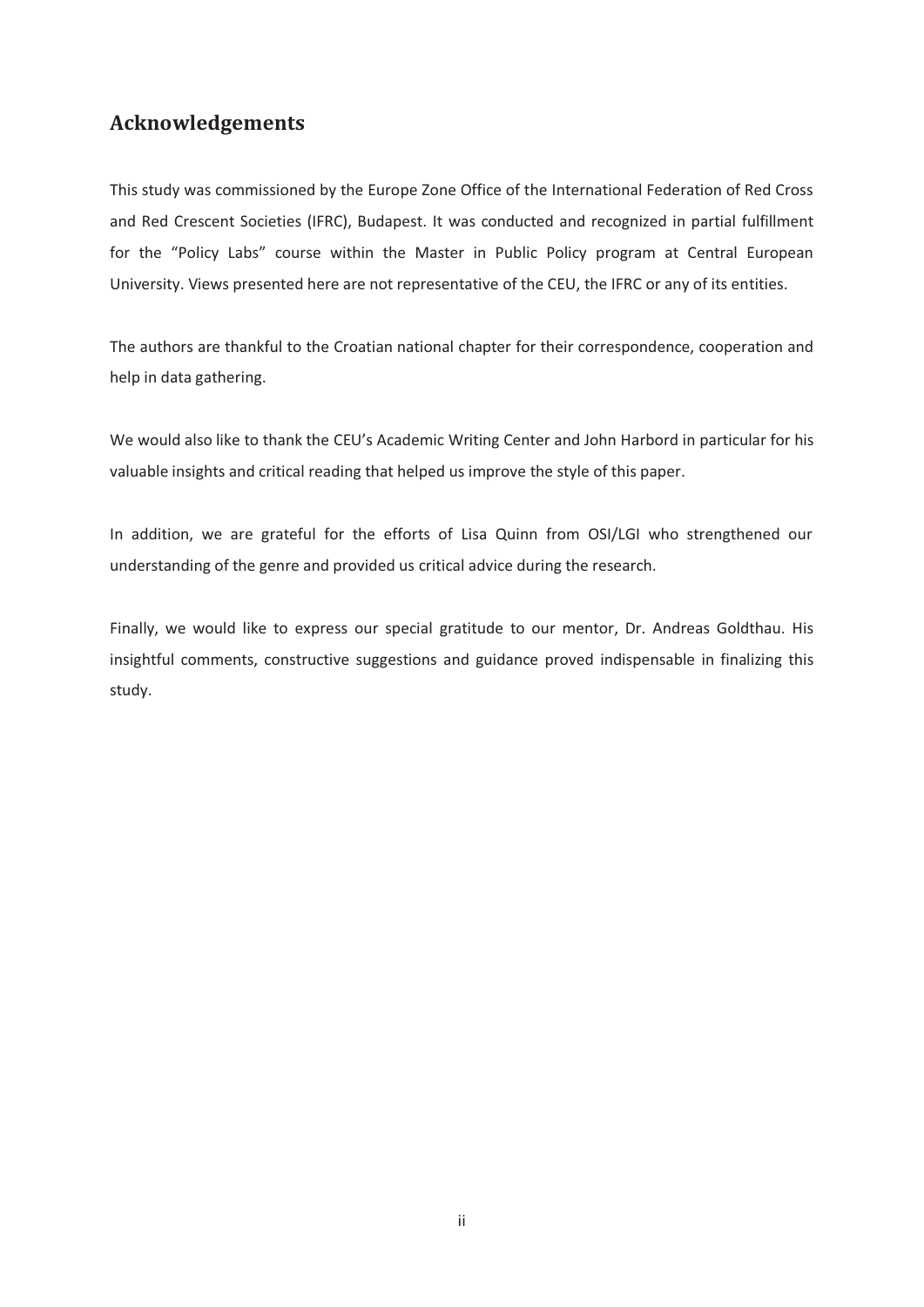## Acknowledgements

This study was commissioned by the Europe Zone Office of the International Federation of Red Cross and Red Crescent Societies (IFRC), Budapest. It was conducted and recognized in partial fulfillment for the "Policy Labs" course within the Master in Public Policy program at Central European University. Views presented here are not representative of the CEU, the IFRC or any of its entities.

The authors are thankful to the Croatian national chapter for their correspondence, cooperation and help in data gathering.

We would also like to thank the CEU's Academic Writing Center and John Harbord in particular for his valuable insights and critical reading that helped us improve the style of this paper.

In addition, we are grateful for the efforts of Lisa Quinn from OSI/LGI who strengthened our understanding of the genre and provided us critical advice during the research.

Finally, we would like to express our special gratitude to our mentor, Dr. Andreas Goldthau. His insightful comments, constructive suggestions and guidance proved indispensable in finalizing this study.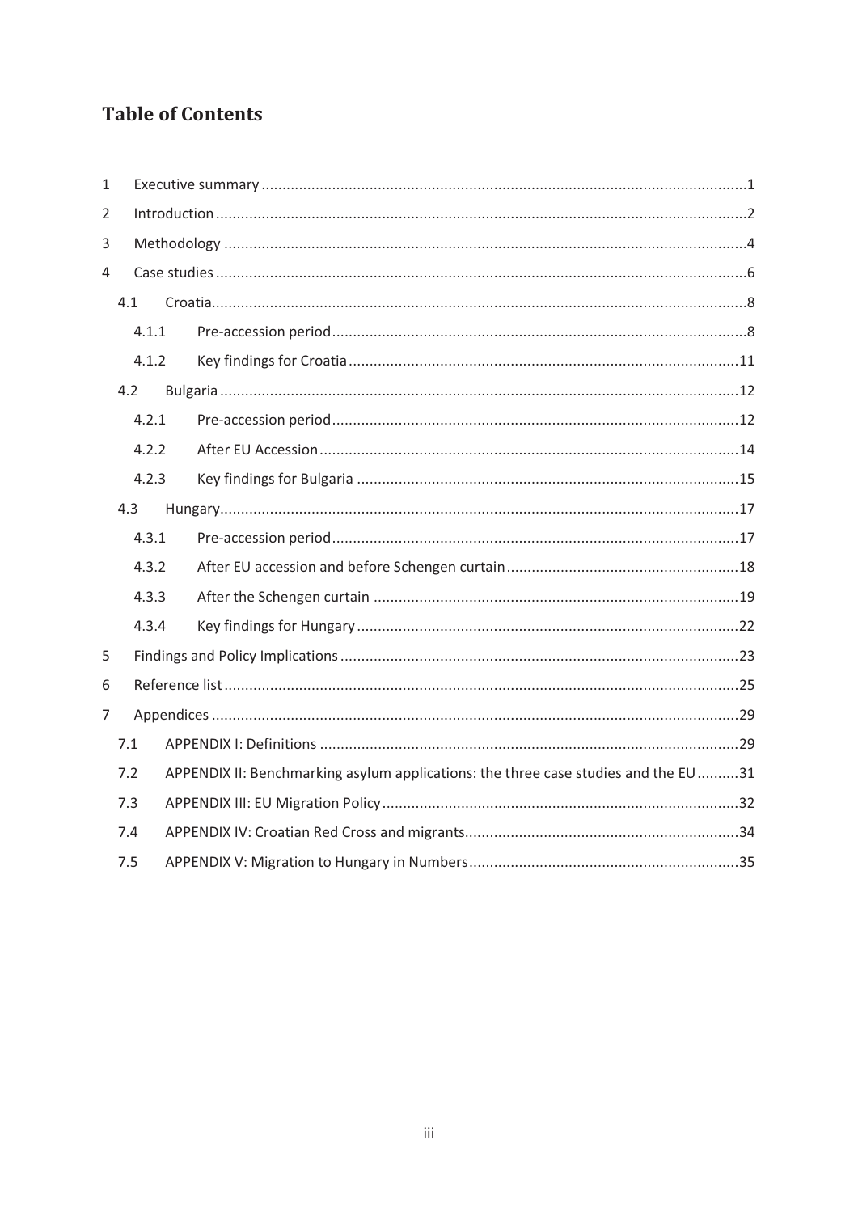# Table of Contents

1 Executive summary ....................................................................................................................1

2 Introduction ..............................................................................................................................2

3 Methodology .............................................................................................................................4

4 Case studies ...............................................................................................................................6

4.1 Croatia................................................................................................................................8

4.1.1 Pre-accession period ...................................................................................................8

4.1.2 Key findings for Croatia .............................................................................................11

4.2 Bulgaria ............................................................................................................................12

4.2.1 Pre-accession period .................................................................................................12

4.2.2 After EU Accession ....................................................................................................14

4.2.3 Key findings for Bulgaria ...........................................................................................15

4.3 Hungary............................................................................................................................17

4.3.1 Pre-accession period .................................................................................................17

4.3.2 After EU accession and before Schengen curtain .......................................................18

4.3.3 After the Schengen curtain .......................................................................................19

4.3.4 Key findings for Hungary ...........................................................................................22

5 Findings and Policy Implications ...............................................................................................23

6 Reference list ...........................................................................................................................25

7 Appendices ..............................................................................................................................29

7.1 APPENDIX I: Definitions ....................................................................................................29

7.2 APPENDIX II: Benchmarking asylum applications: the three case studies and the EU ..........31

7.3 APPENDIX III: EU Migration Policy .....................................................................................32

7.4 APPENDIX IV: Croatian Red Cross and migrants.................................................................34

7.5 APPENDIX V: Migration to Hungary in Numbers ................................................................35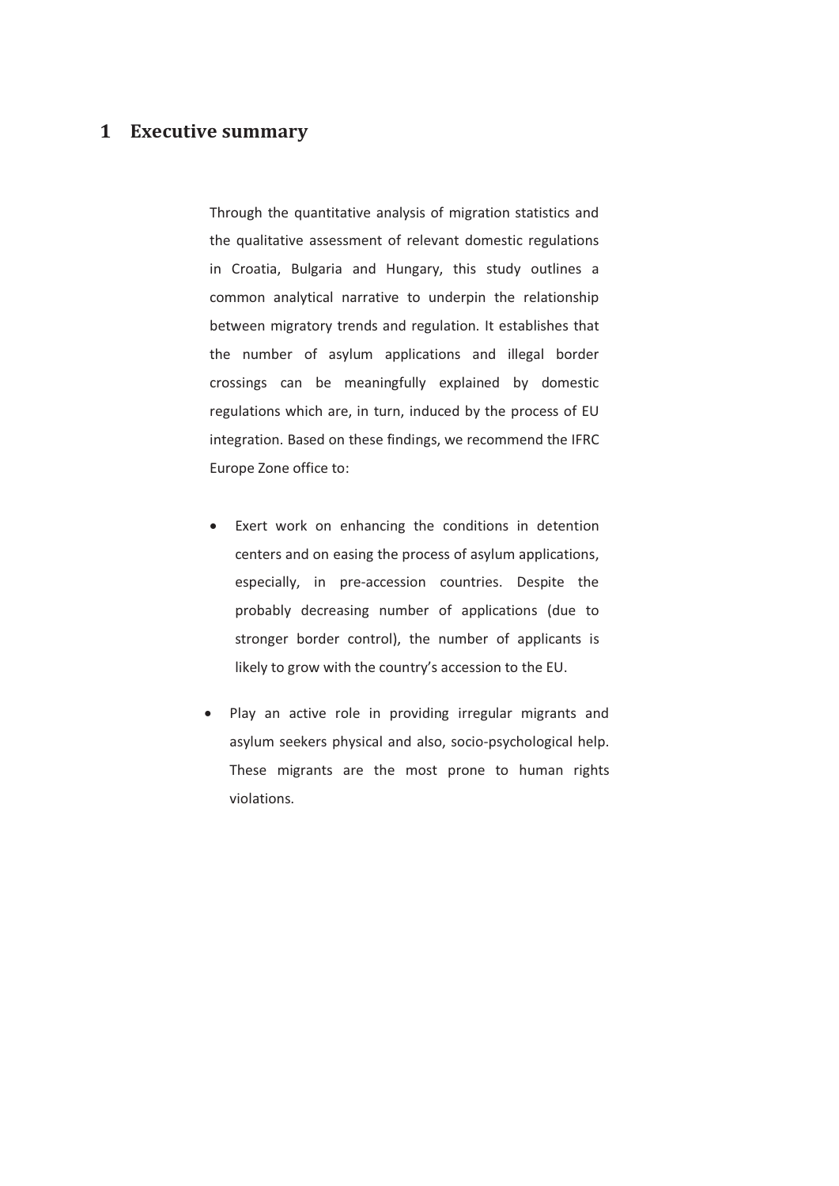# 1 Executive summary

Through the quantitative analysis of migration statistics and the qualitative assessment of relevant domestic regulations in Croatia, Bulgaria and Hungary, this study outlines a common analytical narrative to underpin the relationship between migratory trends and regulation. It establishes that the number of asylum applications and illegal border crossings can be meaningfully explained by domestic regulations which are, in turn, induced by the process of EU integration. Based on these findings, we recommend the IFRC Europe Zone office to:

- Exert work on enhancing the conditions in detention centers and on easing the process of asylum applications, especially, in pre-accession countries. Despite the probably decreasing number of applications (due to stronger border control), the number of applicants is likely to grow with the country's accession to the EU.
- Play an active role in providing irregular migrants and asylum seekers physical and also, socio-psychological help. These migrants are the most prone to human rights violations.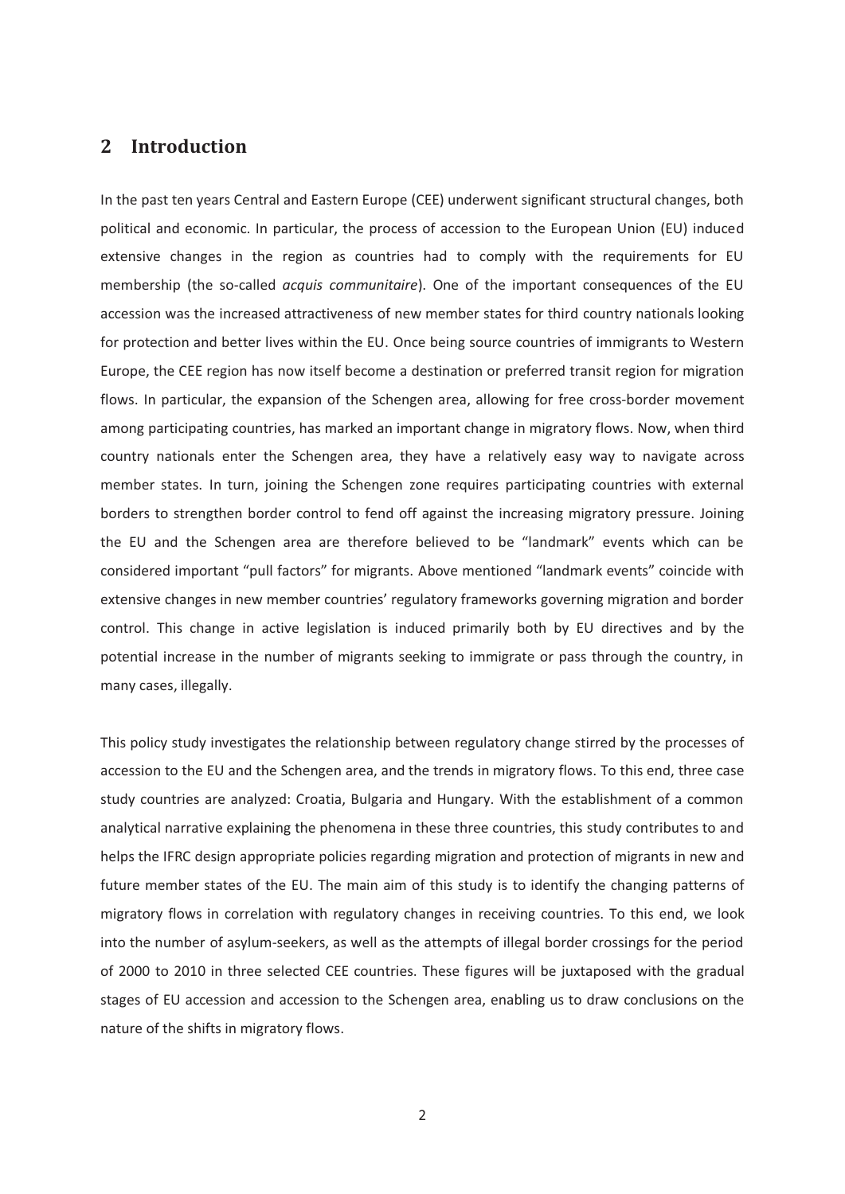## 2 Introduction

In the past ten years Central and Eastern Europe (CEE) underwent significant structural changes, both political and economic. In particular, the process of accession to the European Union (EU) induced extensive changes in the region as countries had to comply with the requirements for EU membership (the so-called *acquis communitaire*). One of the important consequences of the EU accession was the increased attractiveness of new member states for third country nationals looking for protection and better lives within the EU. Once being source countries of immigrants to Western Europe, the CEE region has now itself become a destination or preferred transit region for migration flows. In particular, the expansion of the Schengen area, allowing for free cross-border movement among participating countries, has marked an important change in migratory flows. Now, when third country nationals enter the Schengen area, they have a relatively easy way to navigate across member states. In turn, joining the Schengen zone requires participating countries with external borders to strengthen border control to fend off against the increasing migratory pressure. Joining the EU and the Schengen area are therefore believed to be "landmark" events which can be considered important "pull factors" for migrants. Above mentioned "landmark events" coincide with extensive changes in new member countries' regulatory frameworks governing migration and border control. This change in active legislation is induced primarily both by EU directives and by the potential increase in the number of migrants seeking to immigrate or pass through the country, in many cases, illegally.

This policy study investigates the relationship between regulatory change stirred by the processes of accession to the EU and the Schengen area, and the trends in migratory flows. To this end, three case study countries are analyzed: Croatia, Bulgaria and Hungary. With the establishment of a common analytical narrative explaining the phenomena in these three countries, this study contributes to and helps the IFRC design appropriate policies regarding migration and protection of migrants in new and future member states of the EU. The main aim of this study is to identify the changing patterns of migratory flows in correlation with regulatory changes in receiving countries. To this end, we look into the number of asylum-seekers, as well as the attempts of illegal border crossings for the period of 2000 to 2010 in three selected CEE countries. These figures will be juxtaposed with the gradual stages of EU accession and accession to the Schengen area, enabling us to draw conclusions on the nature of the shifts in migratory flows.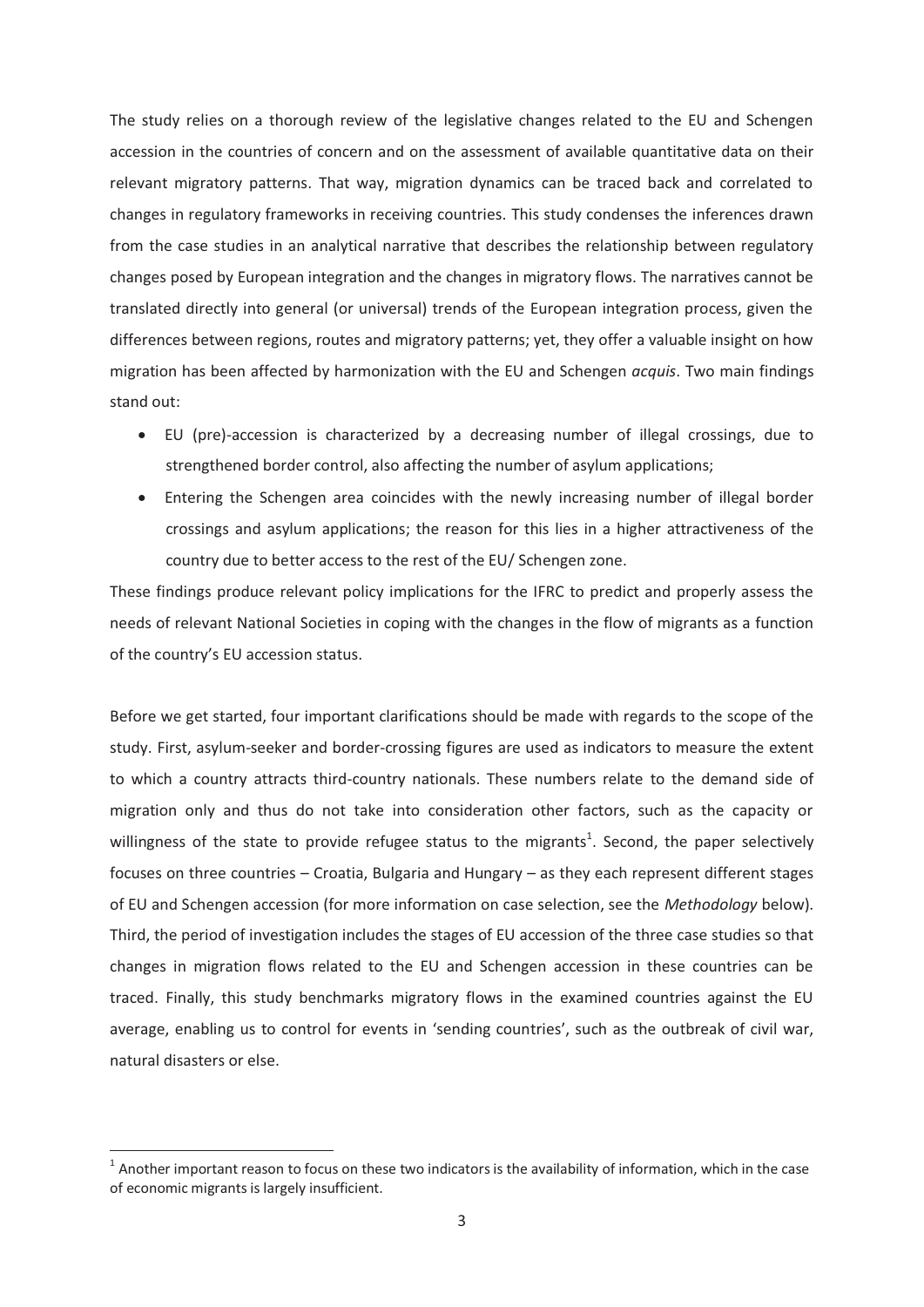The study relies on a thorough review of the legislative changes related to the EU and Schengen accession in the countries of concern and on the assessment of available quantitative data on their relevant migratory patterns. That way, migration dynamics can be traced back and correlated to changes in regulatory frameworks in receiving countries. This study condenses the inferences drawn from the case studies in an analytical narrative that describes the relationship between regulatory changes posed by European integration and the changes in migratory flows. The narratives cannot be translated directly into general (or universal) trends of the European integration process, given the differences between regions, routes and migratory patterns; yet, they offer a valuable insight on how migration has been affected by harmonization with the EU and Schengen *acquis*. Two main findings stand out:

- EU (pre)-accession is characterized by a decreasing number of illegal crossings, due to strengthened border control, also affecting the number of asylum applications;
- Entering the Schengen area coincides with the newly increasing number of illegal border crossings and asylum applications; the reason for this lies in a higher attractiveness of the country due to better access to the rest of the EU/ Schengen zone.

These findings produce relevant policy implications for the IFRC to predict and properly assess the needs of relevant National Societies in coping with the changes in the flow of migrants as a function of the country's EU accession status.

Before we get started, four important clarifications should be made with regards to the scope of the study. First, asylum-seeker and border-crossing figures are used as indicators to measure the extent to which a country attracts third-country nationals. These numbers relate to the demand side of migration only and thus do not take into consideration other factors, such as the capacity or willingness of the state to provide refugee status to the migrants[1]. Second, the paper selectively focuses on three countries – Croatia, Bulgaria and Hungary – as they each represent different stages of EU and Schengen accession (for more information on case selection, see the *Methodology* below). Third, the period of investigation includes the stages of EU accession of the three case studies so that changes in migration flows related to the EU and Schengen accession in these countries can be traced. Finally, this study benchmarks migratory flows in the examined countries against the EU average, enabling us to control for events in 'sending countries', such as the outbreak of civil war, natural disasters or else.

[1] Another important reason to focus on these two indicators is the availability of information, which in the case of economic migrants is largely insufficient.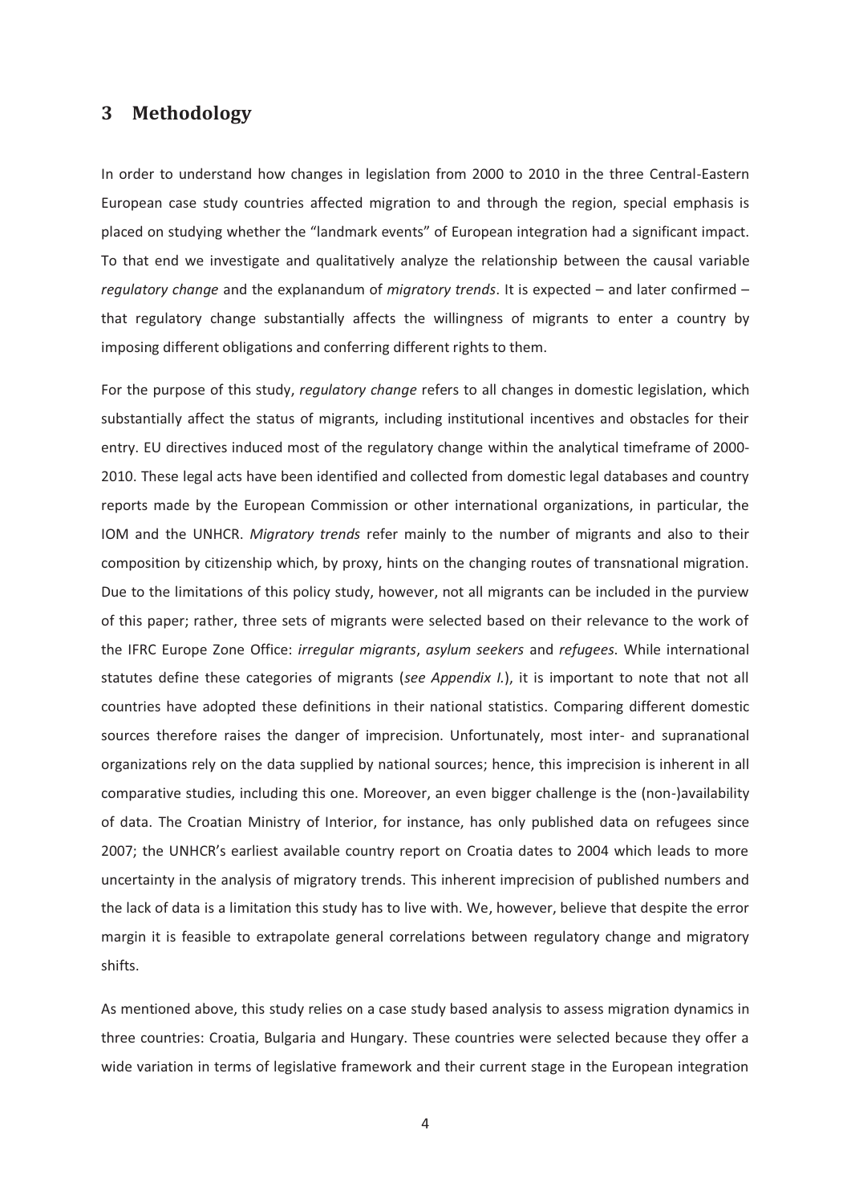## 3 Methodology

In order to understand how changes in legislation from 2000 to 2010 in the three Central-Eastern European case study countries affected migration to and through the region, special emphasis is placed on studying whether the "landmark events" of European integration had a significant impact. To that end we investigate and qualitatively analyze the relationship between the causal variable *regulatory change* and the explanandum of *migratory trends*. It is expected – and later confirmed – that regulatory change substantially affects the willingness of migrants to enter a country by imposing different obligations and conferring different rights to them.

For the purpose of this study, *regulatory change* refers to all changes in domestic legislation, which substantially affect the status of migrants, including institutional incentives and obstacles for their entry. EU directives induced most of the regulatory change within the analytical timeframe of 2000-2010. These legal acts have been identified and collected from domestic legal databases and country reports made by the European Commission or other international organizations, in particular, the IOM and the UNHCR. *Migratory trends* refer mainly to the number of migrants and also to their composition by citizenship which, by proxy, hints on the changing routes of transnational migration. Due to the limitations of this policy study, however, not all migrants can be included in the purview of this paper; rather, three sets of migrants were selected based on their relevance to the work of the IFRC Europe Zone Office: *irregular migrants*, *asylum seekers* and *refugees*. While international statutes define these categories of migrants (*see Appendix I.*), it is important to note that not all countries have adopted these definitions in their national statistics. Comparing different domestic sources therefore raises the danger of imprecision. Unfortunately, most inter- and supranational organizations rely on the data supplied by national sources; hence, this imprecision is inherent in all comparative studies, including this one. Moreover, an even bigger challenge is the (non-)availability of data. The Croatian Ministry of Interior, for instance, has only published data on refugees since 2007; the UNHCR's earliest available country report on Croatia dates to 2004 which leads to more uncertainty in the analysis of migratory trends. This inherent imprecision of published numbers and the lack of data is a limitation this study has to live with. We, however, believe that despite the error margin it is feasible to extrapolate general correlations between regulatory change and migratory shifts.

As mentioned above, this study relies on a case study based analysis to assess migration dynamics in three countries: Croatia, Bulgaria and Hungary. These countries were selected because they offer a wide variation in terms of legislative framework and their current stage in the European integration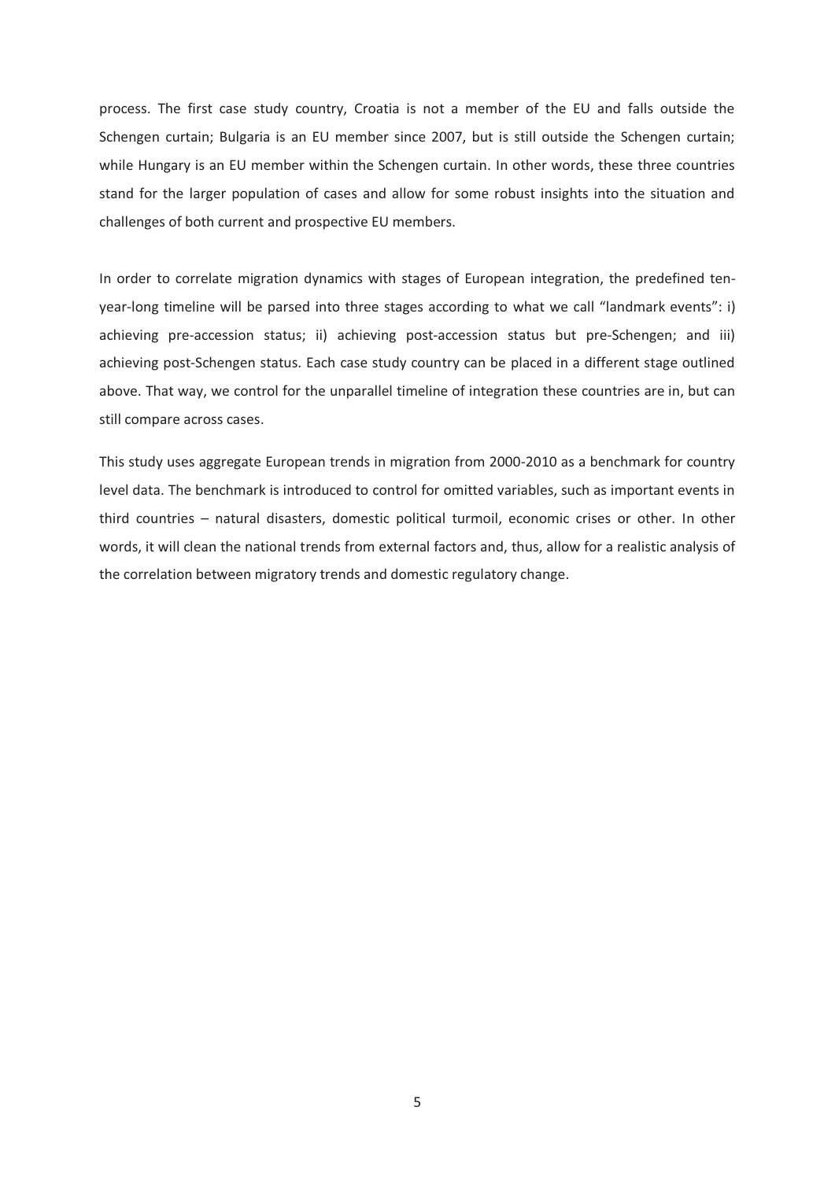process. The first case study country, Croatia is not a member of the EU and falls outside the Schengen curtain; Bulgaria is an EU member since 2007, but is still outside the Schengen curtain; while Hungary is an EU member within the Schengen curtain. In other words, these three countries stand for the larger population of cases and allow for some robust insights into the situation and challenges of both current and prospective EU members.

In order to correlate migration dynamics with stages of European integration, the predefined ten-year-long timeline will be parsed into three stages according to what we call "landmark events": i) achieving pre-accession status; ii) achieving post-accession status but pre-Schengen; and iii) achieving post-Schengen status. Each case study country can be placed in a different stage outlined above. That way, we control for the unparallel timeline of integration these countries are in, but can still compare across cases.

This study uses aggregate European trends in migration from 2000-2010 as a benchmark for country level data. The benchmark is introduced to control for omitted variables, such as important events in third countries – natural disasters, domestic political turmoil, economic crises or other. In other words, it will clean the national trends from external factors and, thus, allow for a realistic analysis of the correlation between migratory trends and domestic regulatory change.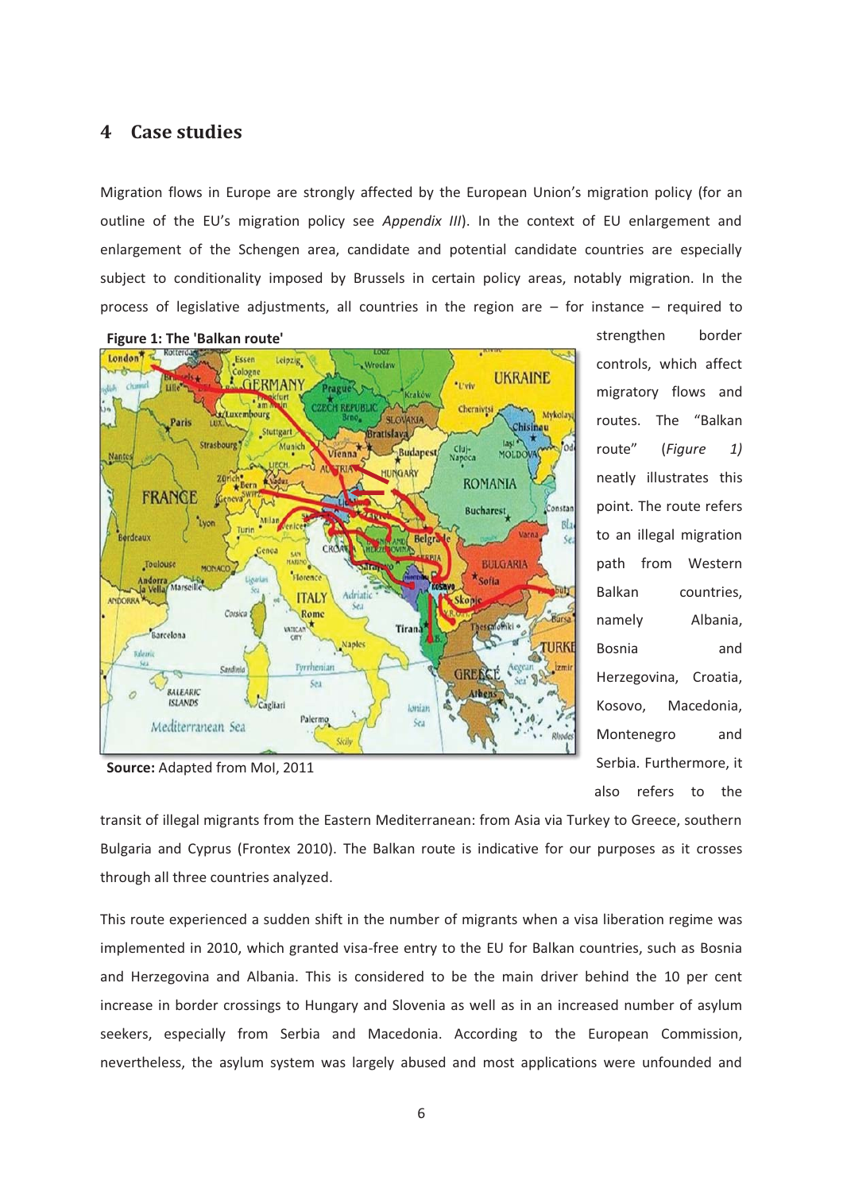## 4 Case studies

Migration flows in Europe are strongly affected by the European Union's migration policy (for an outline of the EU's migration policy see *Appendix III*). In the context of EU enlargement and enlargement of the Schengen area, candidate and potential candidate countries are especially subject to conditionality imposed by Brussels in certain policy areas, notably migration. In the process of legislative adjustments, all countries in the region are – for instance – required to strengthen border controls, which affect migratory flows and routes. The "Balkan route" (*Figure 1)* neatly illustrates this point. The route refers to an illegal migration path from Western Balkan countries, namely Albania, Bosnia and Herzegovina, Croatia, Kosovo, Macedonia, Montenegro and Serbia. Furthermore, it also refers to the transit of illegal migrants from the Eastern Mediterranean: from Asia via Turkey to Greece, southern Bulgaria and Cyprus (Frontex 2010). The Balkan route is indicative for our purposes as it crosses through all three countries analyzed.

**Figure 1: The 'Balkan route'**

**Source:** Adapted from MoI, 2011

This route experienced a sudden shift in the number of migrants when a visa liberation regime was implemented in 2010, which granted visa-free entry to the EU for Balkan countries, such as Bosnia and Herzegovina and Albania. This is considered to be the main driver behind the 10 per cent increase in border crossings to Hungary and Slovenia as well as in an increased number of asylum seekers, especially from Serbia and Macedonia. According to the European Commission, nevertheless, the asylum system was largely abused and most applications were unfounded and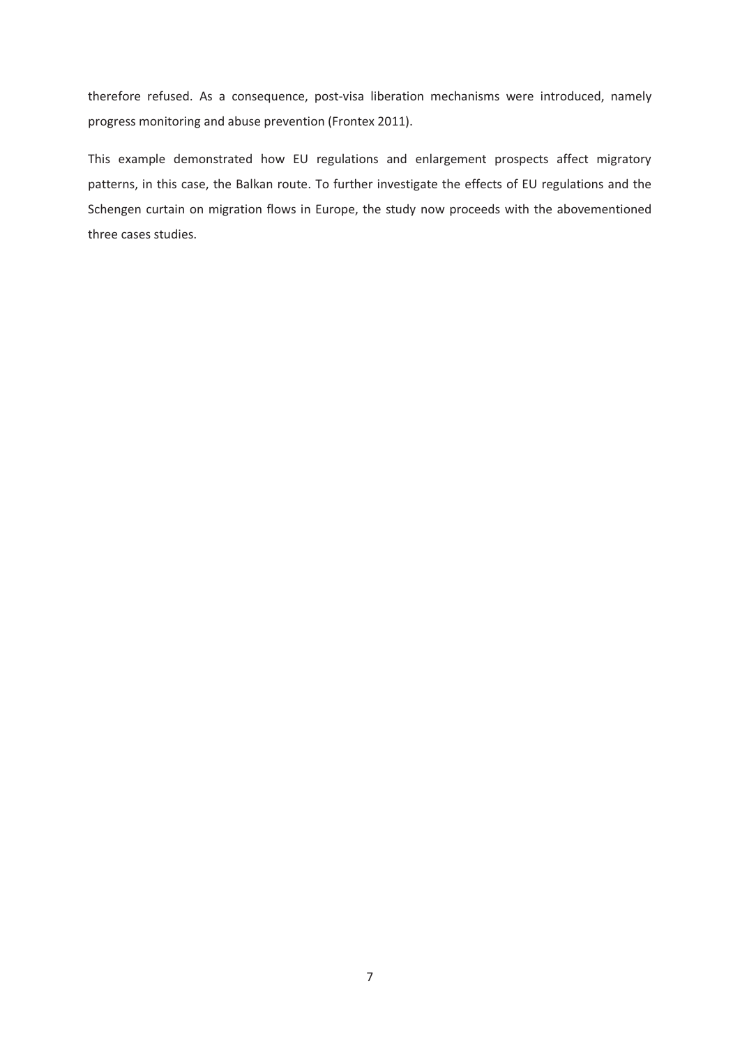therefore refused. As a consequence, post-visa liberation mechanisms were introduced, namely progress monitoring and abuse prevention (Frontex 2011).

This example demonstrated how EU regulations and enlargement prospects affect migratory patterns, in this case, the Balkan route. To further investigate the effects of EU regulations and the Schengen curtain on migration flows in Europe, the study now proceeds with the abovementioned three cases studies.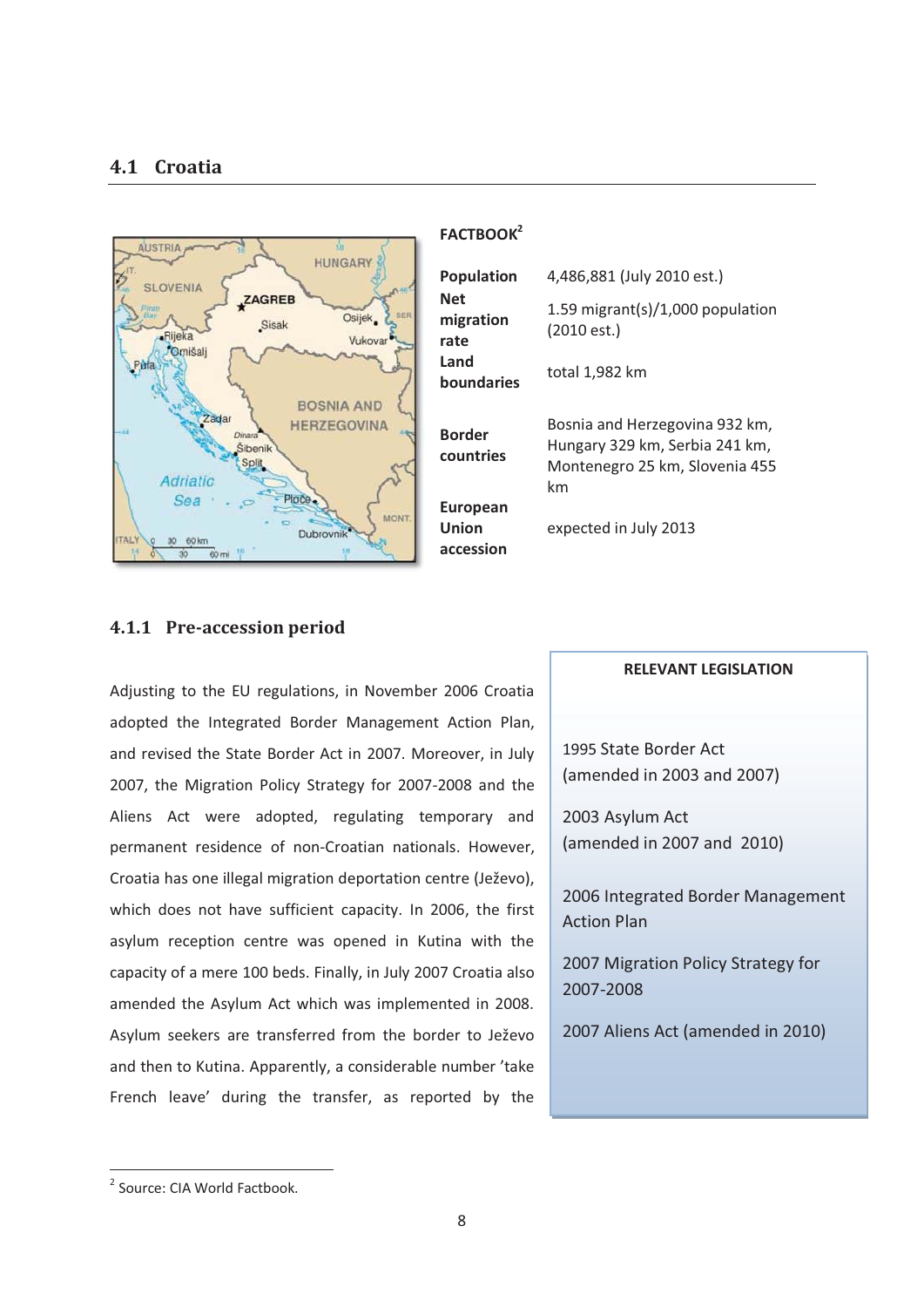## 4.1 Croatia

**FACTBOOK**[2]

| | |
|---|---|
| **Population** | 4,486,881 (July 2010 est.) |
| **Net migration rate** | 1.59 migrant(s)/1,000 population (2010 est.) |
| **Land boundaries** | total 1,982 km |
| **Border countries** | Bosnia and Herzegovina 932 km, Hungary 329 km, Serbia 241 km, Montenegro 25 km, Slovenia 455 km |
| **European Union accession** | expected in July 2013 |

### 4.1.1 Pre-accession period

Adjusting to the EU regulations, in November 2006 Croatia adopted the Integrated Border Management Action Plan, and revised the State Border Act in 2007. Moreover, in July 2007, the Migration Policy Strategy for 2007-2008 and the Aliens Act were adopted, regulating temporary and permanent residence of non-Croatian nationals. However, Croatia has one illegal migration deportation centre (Ježevo), which does not have sufficient capacity. In 2006, the first asylum reception centre was opened in Kutina with the capacity of a mere 100 beds. Finally, in July 2007 Croatia also amended the Asylum Act which was implemented in 2008. Asylum seekers are transferred from the border to Ježevo and then to Kutina. Apparently, a considerable number 'take French leave' during the transfer, as reported by the

**RELEVANT LEGISLATION**

1995 State Border Act (amended in 2003 and 2007)

2003 Asylum Act (amended in 2007 and 2010)

2006 Integrated Border Management Action Plan

2007 Migration Policy Strategy for 2007-2008

2007 Aliens Act (amended in 2010)

[2] Source: CIA World Factbook.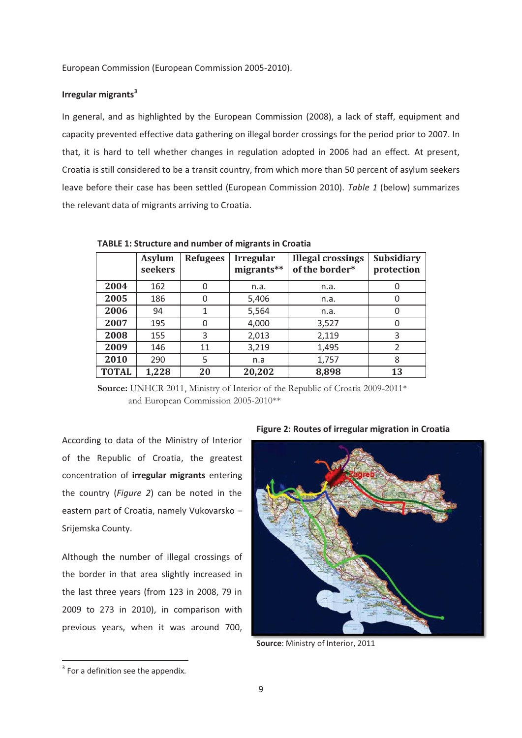European Commission (European Commission 2005-2010).

**Irregular migrants**[3]

In general, and as highlighted by the European Commission (2008), a lack of staff, equipment and capacity prevented effective data gathering on illegal border crossings for the period prior to 2007. In that, it is hard to tell whether changes in regulation adopted in 2006 had an effect. At present, Croatia is still considered to be a transit country, from which more than 50 percent of asylum seekers leave before their case has been settled (European Commission 2010). *Table 1* (below) summarizes the relevant data of migrants arriving to Croatia.

**TABLE 1: Structure and number of migrants in Croatia**

| | Asylum seekers | Refugees | Irregular migrants** | Illegal crossings of the border* | Subsidiary protection |
|---|---|---|---|---|---|
| **2004** | 162 | 0 | n.a. | n.a. | 0 |
| **2005** | 186 | 0 | 5,406 | n.a. | 0 |
| **2006** | 94 | 1 | 5,564 | n.a. | 0 |
| **2007** | 195 | 0 | 4,000 | 3,527 | 0 |
| **2008** | 155 | 3 | 2,013 | 2,119 | 3 |
| **2009** | 146 | 11 | 3,219 | 1,495 | 2 |
| **2010** | 290 | 5 | n.a | 1,757 | 8 |
| **TOTAL** | **1,228** | **20** | **20,202** | **8,898** | **13** |

**Source:** UNHCR 2011, Ministry of Interior of the Republic of Croatia 2009-2011* and European Commission 2005-2010**

According to data of the Ministry of Interior of the Republic of Croatia, the greatest concentration of **irregular migrants** entering the country (*Figure 2*) can be noted in the eastern part of Croatia, namely Vukovarsko – Srijemska County.

**Figure 2: Routes of irregular migration in Croatia**

**Source**: Ministry of Interior, 2011

Although the number of illegal crossings of the border in that area slightly increased in the last three years (from 123 in 2008, 79 in 2009 to 273 in 2010), in comparison with previous years, when it was around 700,

[3] For a definition see the appendix.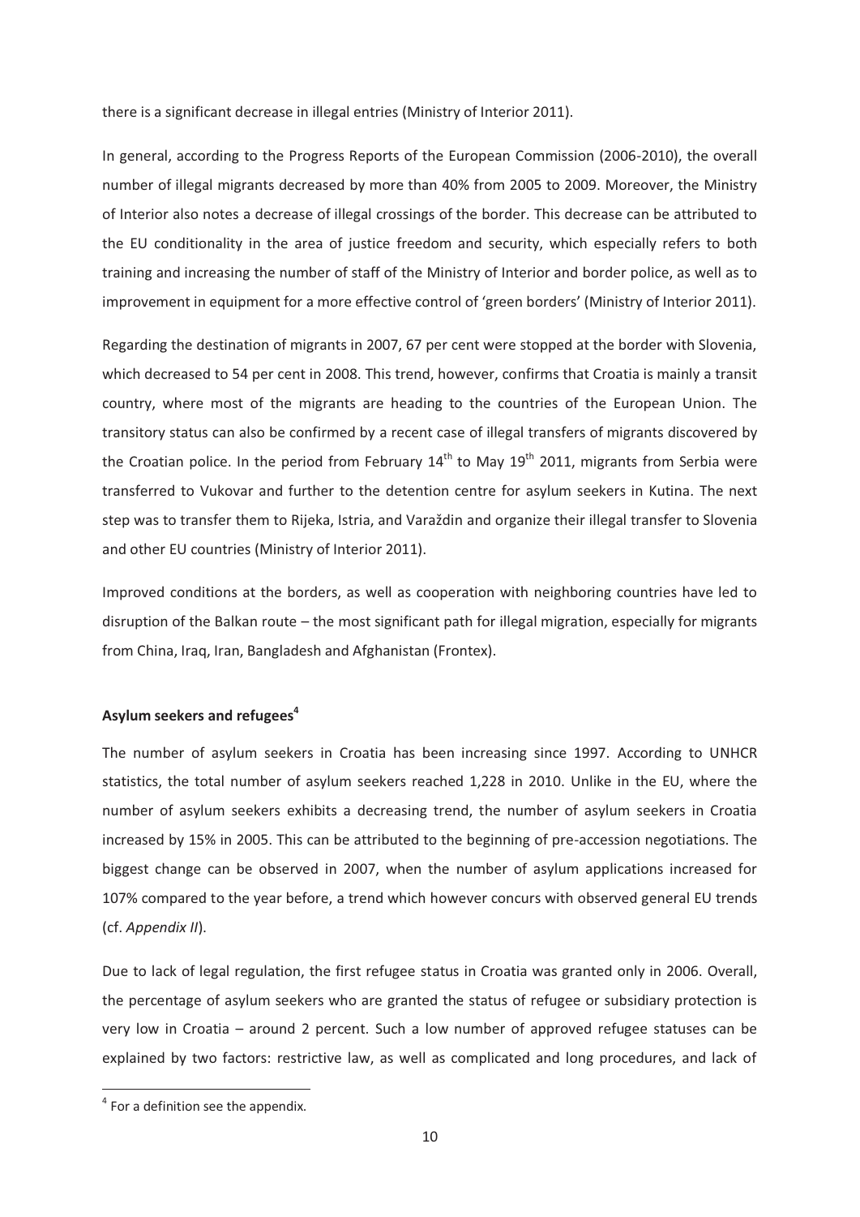there is a significant decrease in illegal entries (Ministry of Interior 2011).

In general, according to the Progress Reports of the European Commission (2006-2010), the overall number of illegal migrants decreased by more than 40% from 2005 to 2009. Moreover, the Ministry of Interior also notes a decrease of illegal crossings of the border. This decrease can be attributed to the EU conditionality in the area of justice freedom and security, which especially refers to both training and increasing the number of staff of the Ministry of Interior and border police, as well as to improvement in equipment for a more effective control of 'green borders' (Ministry of Interior 2011).

Regarding the destination of migrants in 2007, 67 per cent were stopped at the border with Slovenia, which decreased to 54 per cent in 2008. This trend, however, confirms that Croatia is mainly a transit country, where most of the migrants are heading to the countries of the European Union. The transitory status can also be confirmed by a recent case of illegal transfers of migrants discovered by the Croatian police. In the period from February 14th to May 19th 2011, migrants from Serbia were transferred to Vukovar and further to the detention centre for asylum seekers in Kutina. The next step was to transfer them to Rijeka, Istria, and Varaždin and organize their illegal transfer to Slovenia and other EU countries (Ministry of Interior 2011).

Improved conditions at the borders, as well as cooperation with neighboring countries have led to disruption of the Balkan route – the most significant path for illegal migration, especially for migrants from China, Iraq, Iran, Bangladesh and Afghanistan (Frontex).

**Asylum seekers and refugees[4]**

The number of asylum seekers in Croatia has been increasing since 1997. According to UNHCR statistics, the total number of asylum seekers reached 1,228 in 2010. Unlike in the EU, where the number of asylum seekers exhibits a decreasing trend, the number of asylum seekers in Croatia increased by 15% in 2005. This can be attributed to the beginning of pre-accession negotiations. The biggest change can be observed in 2007, when the number of asylum applications increased for 107% compared to the year before, a trend which however concurs with observed general EU trends (cf. *Appendix II*).

Due to lack of legal regulation, the first refugee status in Croatia was granted only in 2006. Overall, the percentage of asylum seekers who are granted the status of refugee or subsidiary protection is very low in Croatia – around 2 percent. Such a low number of approved refugee statuses can be explained by two factors: restrictive law, as well as complicated and long procedures, and lack of

[4] For a definition see the appendix.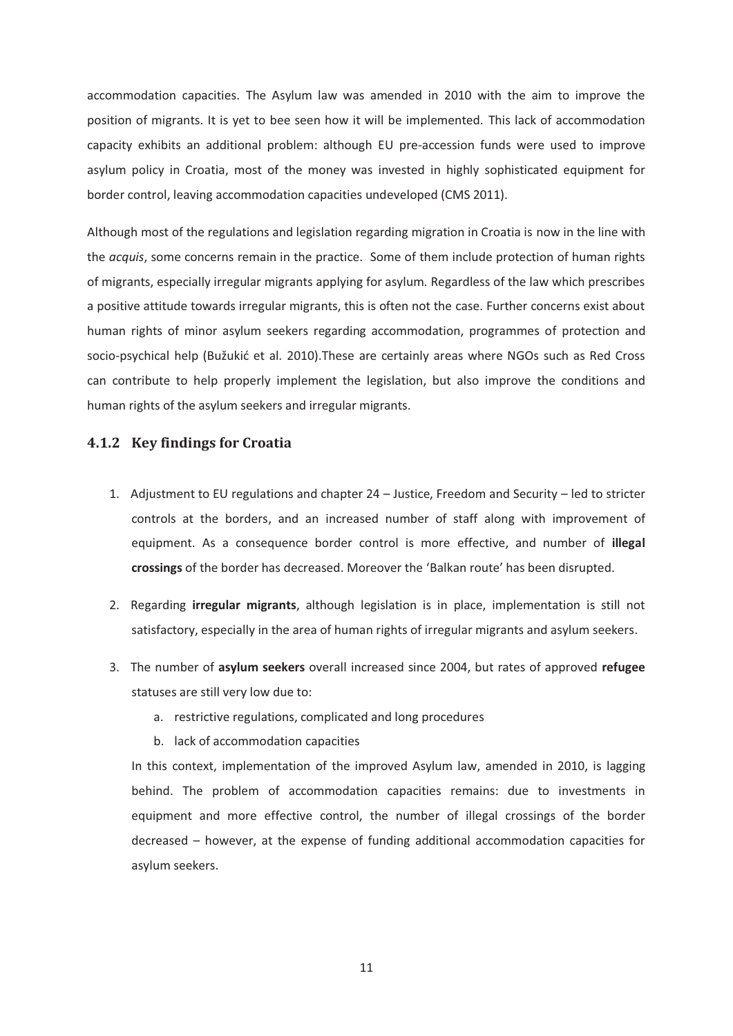accommodation capacities. The Asylum law was amended in 2010 with the aim to improve the position of migrants. It is yet to bee seen how it will be implemented. This lack of accommodation capacity exhibits an additional problem: although EU pre-accession funds were used to improve asylum policy in Croatia, most of the money was invested in highly sophisticated equipment for border control, leaving accommodation capacities undeveloped (CMS 2011).

Although most of the regulations and legislation regarding migration in Croatia is now in the line with the *acquis*, some concerns remain in the practice. Some of them include protection of human rights of migrants, especially irregular migrants applying for asylum. Regardless of the law which prescribes a positive attitude towards irregular migrants, this is often not the case. Further concerns exist about human rights of minor asylum seekers regarding accommodation, programmes of protection and socio-psychical help (Bužukić et al. 2010).These are certainly areas where NGOs such as Red Cross can contribute to help properly implement the legislation, but also improve the conditions and human rights of the asylum seekers and irregular migrants.

### 4.1.2 Key findings for Croatia

1. Adjustment to EU regulations and chapter 24 – Justice, Freedom and Security – led to stricter controls at the borders, and an increased number of staff along with improvement of equipment. As a consequence border control is more effective, and number of **illegal crossings** of the border has decreased. Moreover the 'Balkan route' has been disrupted.

2. Regarding **irregular migrants**, although legislation is in place, implementation is still not satisfactory, especially in the area of human rights of irregular migrants and asylum seekers.

3. The number of **asylum seekers** overall increased since 2004, but rates of approved **refugee** statuses are still very low due to:
   a. restrictive regulations, complicated and long procedures
   b. lack of accommodation capacities

   In this context, implementation of the improved Asylum law, amended in 2010, is lagging behind. The problem of accommodation capacities remains: due to investments in equipment and more effective control, the number of illegal crossings of the border decreased – however, at the expense of funding additional accommodation capacities for asylum seekers.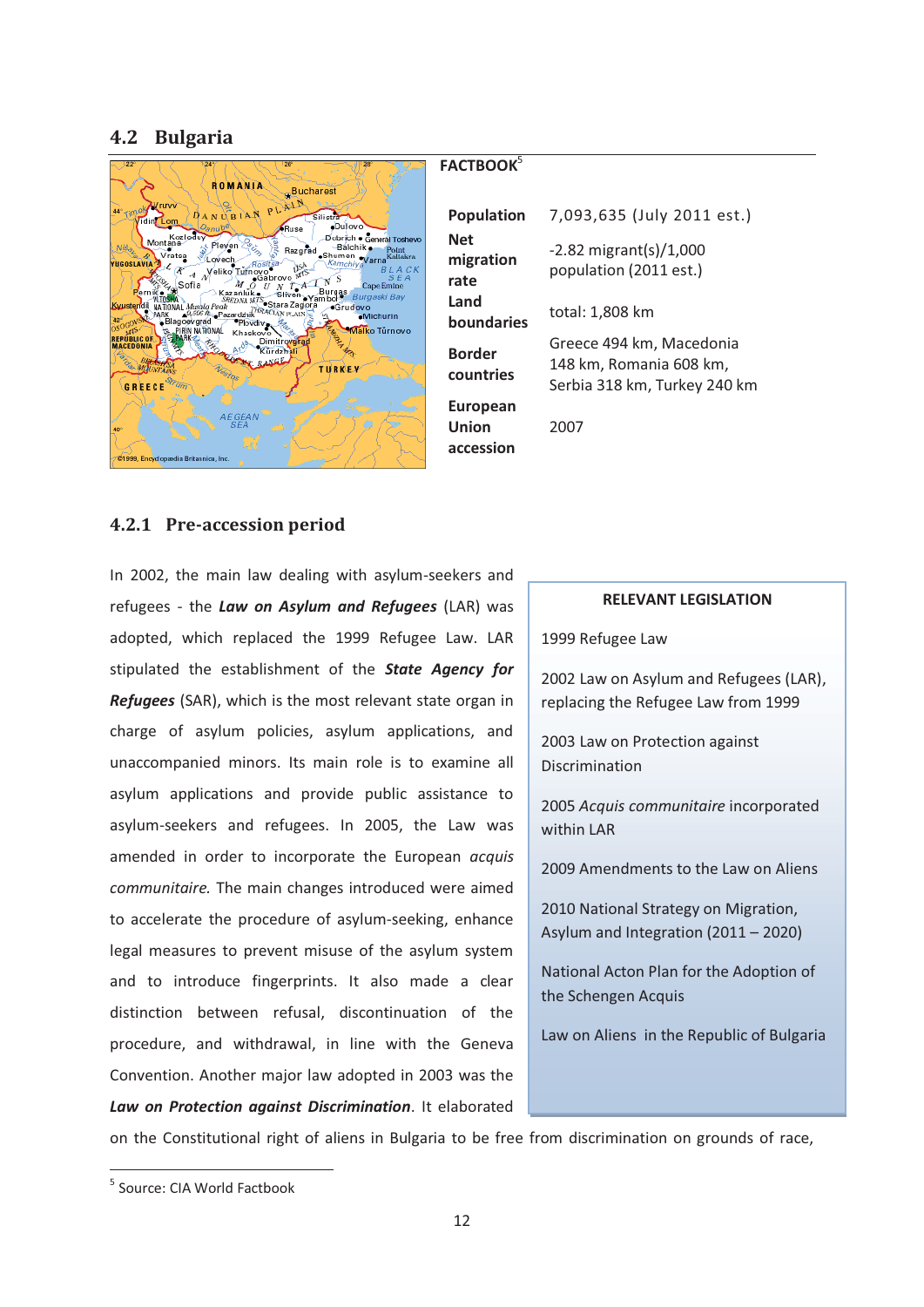## 4.2 Bulgaria

**FACTBOOK**[5]

| | |
|---|---|
| **Population** | 7,093,635 (July 2011 est.) |
| **Net migration rate** | -2.82 migrant(s)/1,000 population (2011 est.) |
| **Land boundaries** | total: 1,808 km |
| **Border countries** | Greece 494 km, Macedonia 148 km, Romania 608 km, Serbia 318 km, Turkey 240 km |
| **European Union accession** | 2007 |

### 4.2.1 Pre-accession period

> **RELEVANT LEGISLATION**
>
> 1999 Refugee Law
>
> 2002 Law on Asylum and Refugees (LAR), replacing the Refugee Law from 1999
>
> 2003 Law on Protection against Discrimination
>
> 2005 *Acquis communitaire* incorporated within LAR
>
> 2009 Amendments to the Law on Aliens
>
> 2010 National Strategy on Migration, Asylum and Integration (2011 – 2020)
>
> National Acton Plan for the Adoption of the Schengen Acquis
>
> Law on Aliens in the Republic of Bulgaria

In 2002, the main law dealing with asylum-seekers and refugees - the ***Law on Asylum and Refugees*** (LAR) was adopted, which replaced the 1999 Refugee Law. LAR stipulated the establishment of the ***State Agency for Refugees*** (SAR), which is the most relevant state organ in charge of asylum policies, asylum applications, and unaccompanied minors. Its main role is to examine all asylum applications and provide public assistance to asylum-seekers and refugees. In 2005, the Law was amended in order to incorporate the European *acquis communitaire.* The main changes introduced were aimed to accelerate the procedure of asylum-seeking, enhance legal measures to prevent misuse of the asylum system and to introduce fingerprints. It also made a clear distinction between refusal, discontinuation of the procedure, and withdrawal, in line with the Geneva Convention. Another major law adopted in 2003 was the ***Law on Protection against Discrimination***. It elaborated on the Constitutional right of aliens in Bulgaria to be free from discrimination on grounds of race,

[5] Source: CIA World Factbook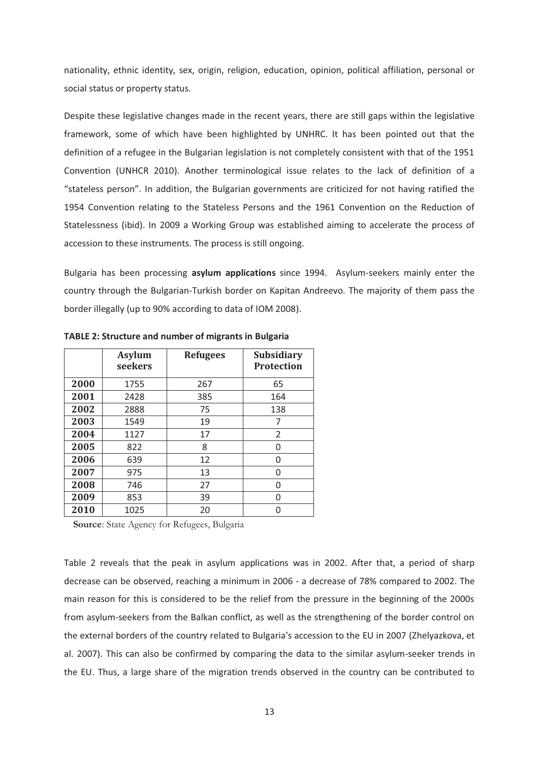nationality, ethnic identity, sex, origin, religion, education, opinion, political affiliation, personal or social status or property status.

Despite these legislative changes made in the recent years, there are still gaps within the legislative framework, some of which have been highlighted by UNHRC. It has been pointed out that the definition of a refugee in the Bulgarian legislation is not completely consistent with that of the 1951 Convention (UNHCR 2010). Another terminological issue relates to the lack of definition of a "stateless person". In addition, the Bulgarian governments are criticized for not having ratified the 1954 Convention relating to the Stateless Persons and the 1961 Convention on the Reduction of Statelessness (ibid). In 2009 a Working Group was established aiming to accelerate the process of accession to these instruments. The process is still ongoing.

Bulgaria has been processing **asylum applications** since 1994. Asylum-seekers mainly enter the country through the Bulgarian-Turkish border on Kapitan Andreevo. The majority of them pass the border illegally (up to 90% according to data of IOM 2008).

**TABLE 2: Structure and number of migrants in Bulgaria**

| | Asylum seekers | Refugees | Subsidiary Protection |
|---|---|---|---|
| **2000** | 1755 | 267 | 65 |
| **2001** | 2428 | 385 | 164 |
| **2002** | 2888 | 75 | 138 |
| **2003** | 1549 | 19 | 7 |
| **2004** | 1127 | 17 | 2 |
| **2005** | 822 | 8 | 0 |
| **2006** | 639 | 12 | 0 |
| **2007** | 975 | 13 | 0 |
| **2008** | 746 | 27 | 0 |
| **2009** | 853 | 39 | 0 |
| **2010** | 1025 | 20 | 0 |

**Source**: State Agency for Refugees, Bulgaria

Table 2 reveals that the peak in asylum applications was in 2002. After that, a period of sharp decrease can be observed, reaching a minimum in 2006 - a decrease of 78% compared to 2002. The main reason for this is considered to be the relief from the pressure in the beginning of the 2000s from asylum-seekers from the Balkan conflict, as well as the strengthening of the border control on the external borders of the country related to Bulgaria's accession to the EU in 2007 (Zhelyazkova, et al. 2007). This can also be confirmed by comparing the data to the similar asylum-seeker trends in the EU. Thus, a large share of the migration trends observed in the country can be contributed to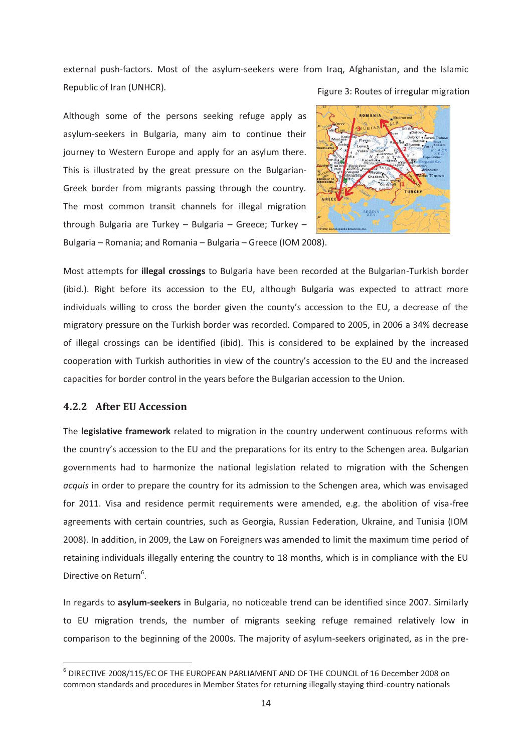external push-factors. Most of the asylum-seekers were from Iraq, Afghanistan, and the Islamic Republic of Iran (UNHCR).

Figure 3: Routes of irregular migration

Although some of the persons seeking refuge apply as asylum-seekers in Bulgaria, many aim to continue their journey to Western Europe and apply for an asylum there. This is illustrated by the great pressure on the Bulgarian-Greek border from migrants passing through the country. The most common transit channels for illegal migration through Bulgaria are Turkey – Bulgaria – Greece; Turkey – Bulgaria – Romania; and Romania – Bulgaria – Greece (IOM 2008).

Most attempts for **illegal crossings** to Bulgaria have been recorded at the Bulgarian-Turkish border (ibid.). Right before its accession to the EU, although Bulgaria was expected to attract more individuals willing to cross the border given the county's accession to the EU, a decrease of the migratory pressure on the Turkish border was recorded. Compared to 2005, in 2006 a 34% decrease of illegal crossings can be identified (ibid). This is considered to be explained by the increased cooperation with Turkish authorities in view of the country's accession to the EU and the increased capacities for border control in the years before the Bulgarian accession to the Union.

### 4.2.2 After EU Accession

The **legislative framework** related to migration in the country underwent continuous reforms with the country's accession to the EU and the preparations for its entry to the Schengen area. Bulgarian governments had to harmonize the national legislation related to migration with the Schengen *acquis* in order to prepare the country for its admission to the Schengen area, which was envisaged for 2011. Visa and residence permit requirements were amended, e.g. the abolition of visa-free agreements with certain countries, such as Georgia, Russian Federation, Ukraine, and Tunisia (IOM 2008). In addition, in 2009, the Law on Foreigners was amended to limit the maximum time period of retaining individuals illegally entering the country to 18 months, which is in compliance with the EU Directive on Return[6].

In regards to **asylum-seekers** in Bulgaria, no noticeable trend can be identified since 2007. Similarly to EU migration trends, the number of migrants seeking refuge remained relatively low in comparison to the beginning of the 2000s. The majority of asylum-seekers originated, as in the pre-

[6] DIRECTIVE 2008/115/EC OF THE EUROPEAN PARLIAMENT AND OF THE COUNCIL of 16 December 2008 on common standards and procedures in Member States for returning illegally staying third-country nationals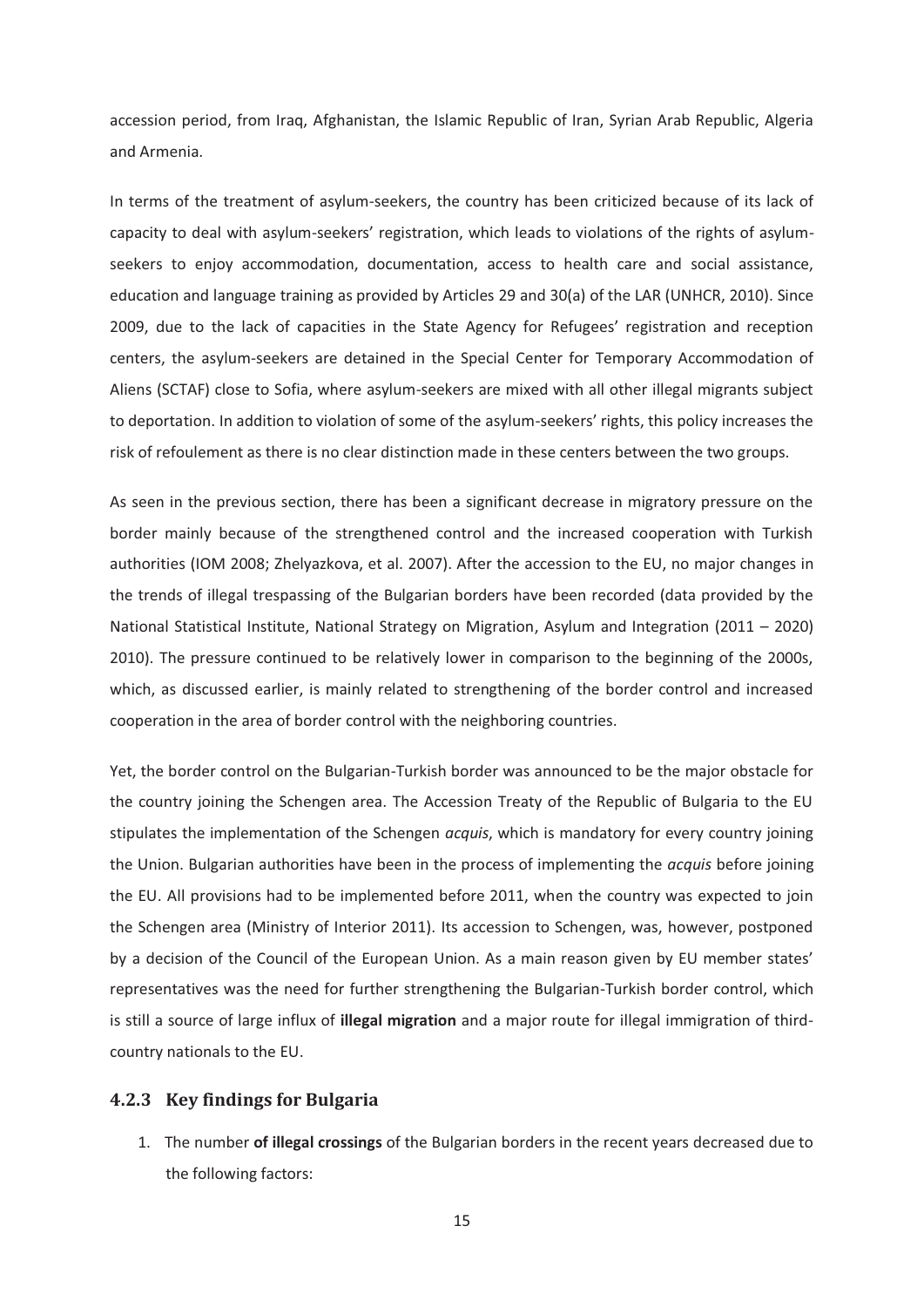accession period, from Iraq, Afghanistan, the Islamic Republic of Iran, Syrian Arab Republic, Algeria and Armenia.

In terms of the treatment of asylum-seekers, the country has been criticized because of its lack of capacity to deal with asylum-seekers' registration, which leads to violations of the rights of asylum-seekers to enjoy accommodation, documentation, access to health care and social assistance, education and language training as provided by Articles 29 and 30(a) of the LAR (UNHCR, 2010). Since 2009, due to the lack of capacities in the State Agency for Refugees' registration and reception centers, the asylum-seekers are detained in the Special Center for Temporary Accommodation of Aliens (SCTAF) close to Sofia, where asylum-seekers are mixed with all other illegal migrants subject to deportation. In addition to violation of some of the asylum-seekers' rights, this policy increases the risk of refoulement as there is no clear distinction made in these centers between the two groups.

As seen in the previous section, there has been a significant decrease in migratory pressure on the border mainly because of the strengthened control and the increased cooperation with Turkish authorities (IOM 2008; Zhelyazkova, et al. 2007). After the accession to the EU, no major changes in the trends of illegal trespassing of the Bulgarian borders have been recorded (data provided by the National Statistical Institute, National Strategy on Migration, Asylum and Integration (2011 – 2020) 2010). The pressure continued to be relatively lower in comparison to the beginning of the 2000s, which, as discussed earlier, is mainly related to strengthening of the border control and increased cooperation in the area of border control with the neighboring countries.

Yet, the border control on the Bulgarian-Turkish border was announced to be the major obstacle for the country joining the Schengen area. The Accession Treaty of the Republic of Bulgaria to the EU stipulates the implementation of the Schengen *acquis*, which is mandatory for every country joining the Union. Bulgarian authorities have been in the process of implementing the *acquis* before joining the EU. All provisions had to be implemented before 2011, when the country was expected to join the Schengen area (Ministry of Interior 2011). Its accession to Schengen, was, however, postponed by a decision of the Council of the European Union. As a main reason given by EU member states' representatives was the need for further strengthening the Bulgarian-Turkish border control, which is still a source of large influx of **illegal migration** and a major route for illegal immigration of third-country nationals to the EU.

### 4.2.3 Key findings for Bulgaria

1. The number **of illegal crossings** of the Bulgarian borders in the recent years decreased due to the following factors: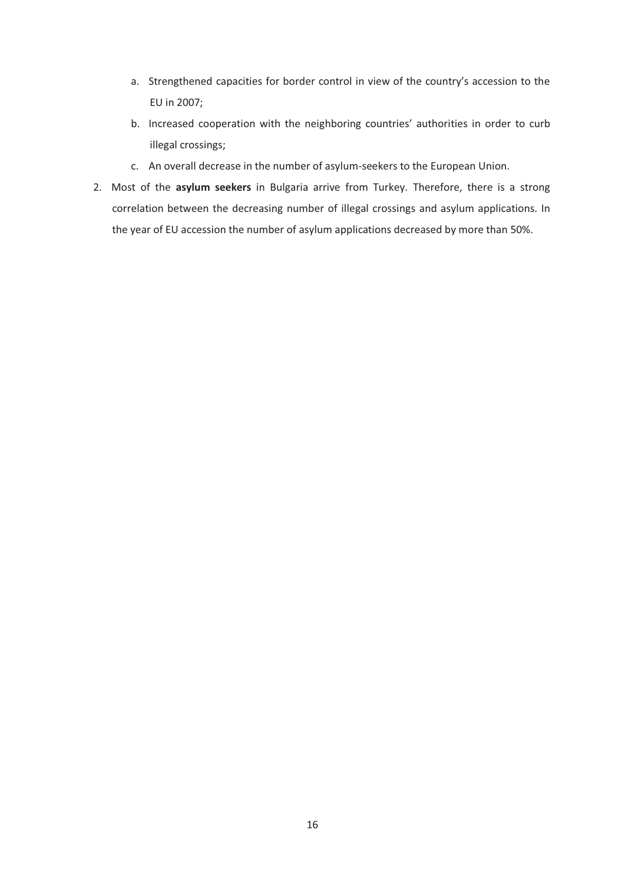a. Strengthened capacities for border control in view of the country's accession to the EU in 2007;
   b. Increased cooperation with the neighboring countries' authorities in order to curb illegal crossings;
   c. An overall decrease in the number of asylum-seekers to the European Union.

2. Most of the **asylum seekers** in Bulgaria arrive from Turkey. Therefore, there is a strong correlation between the decreasing number of illegal crossings and asylum applications. In the year of EU accession the number of asylum applications decreased by more than 50%.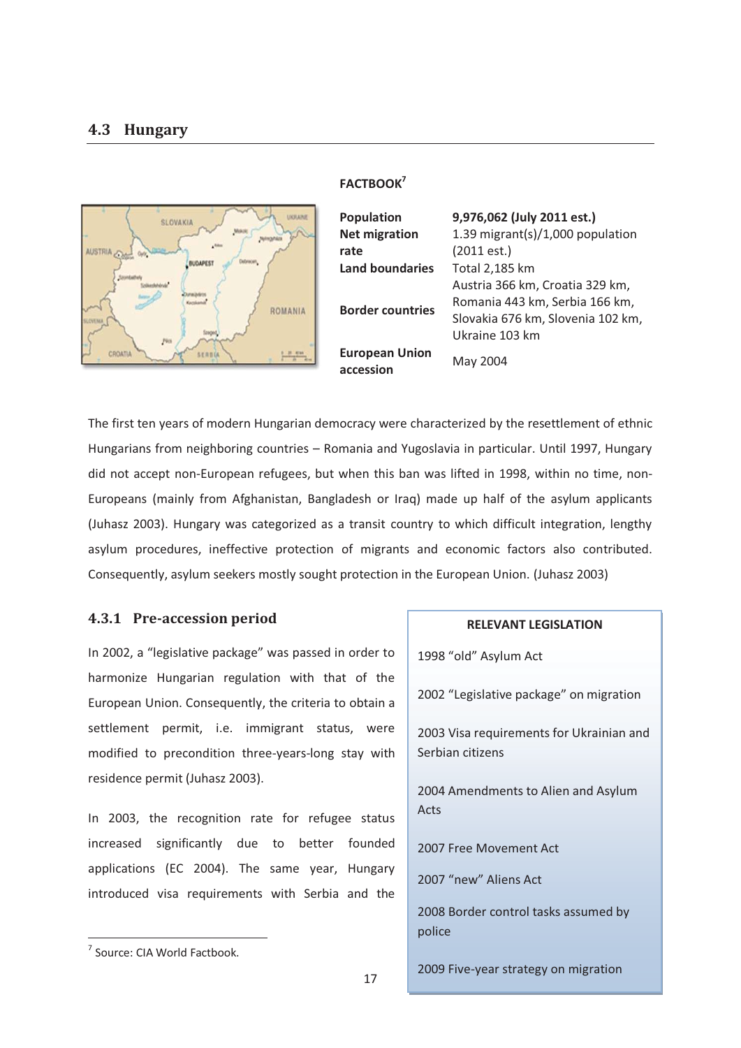## 4.3 Hungary

**FACTBOOK**[7]

| | |
|---|---|
| **Population** | **9,976,062 (July 2011 est.)** |
| **Net migration rate** | 1.39 migrant(s)/1,000 population (2011 est.) |
| **Land boundaries** | Total 2,185 km |
| **Border countries** | Austria 366 km, Croatia 329 km, Romania 443 km, Serbia 166 km, Slovakia 676 km, Slovenia 102 km, Ukraine 103 km |
| **European Union accession** | May 2004 |

The first ten years of modern Hungarian democracy were characterized by the resettlement of ethnic Hungarians from neighboring countries – Romania and Yugoslavia in particular. Until 1997, Hungary did not accept non-European refugees, but when this ban was lifted in 1998, within no time, non-Europeans (mainly from Afghanistan, Bangladesh or Iraq) made up half of the asylum applicants (Juhasz 2003). Hungary was categorized as a transit country to which difficult integration, lengthy asylum procedures, ineffective protection of migrants and economic factors also contributed. Consequently, asylum seekers mostly sought protection in the European Union. (Juhasz 2003)

### 4.3.1 Pre-accession period

In 2002, a "legislative package" was passed in order to harmonize Hungarian regulation with that of the European Union. Consequently, the criteria to obtain a settlement permit, i.e. immigrant status, were modified to precondition three-years-long stay with residence permit (Juhasz 2003).

In 2003, the recognition rate for refugee status increased significantly due to better founded applications (EC 2004). The same year, Hungary introduced visa requirements with Serbia and the

**RELEVANT LEGISLATION**

1998 "old" Asylum Act

2002 "Legislative package" on migration

2003 Visa requirements for Ukrainian and Serbian citizens

2004 Amendments to Alien and Asylum Acts

2007 Free Movement Act

2007 "new" Aliens Act

2008 Border control tasks assumed by police

2009 Five-year strategy on migration

---

[7] Source: CIA World Factbook.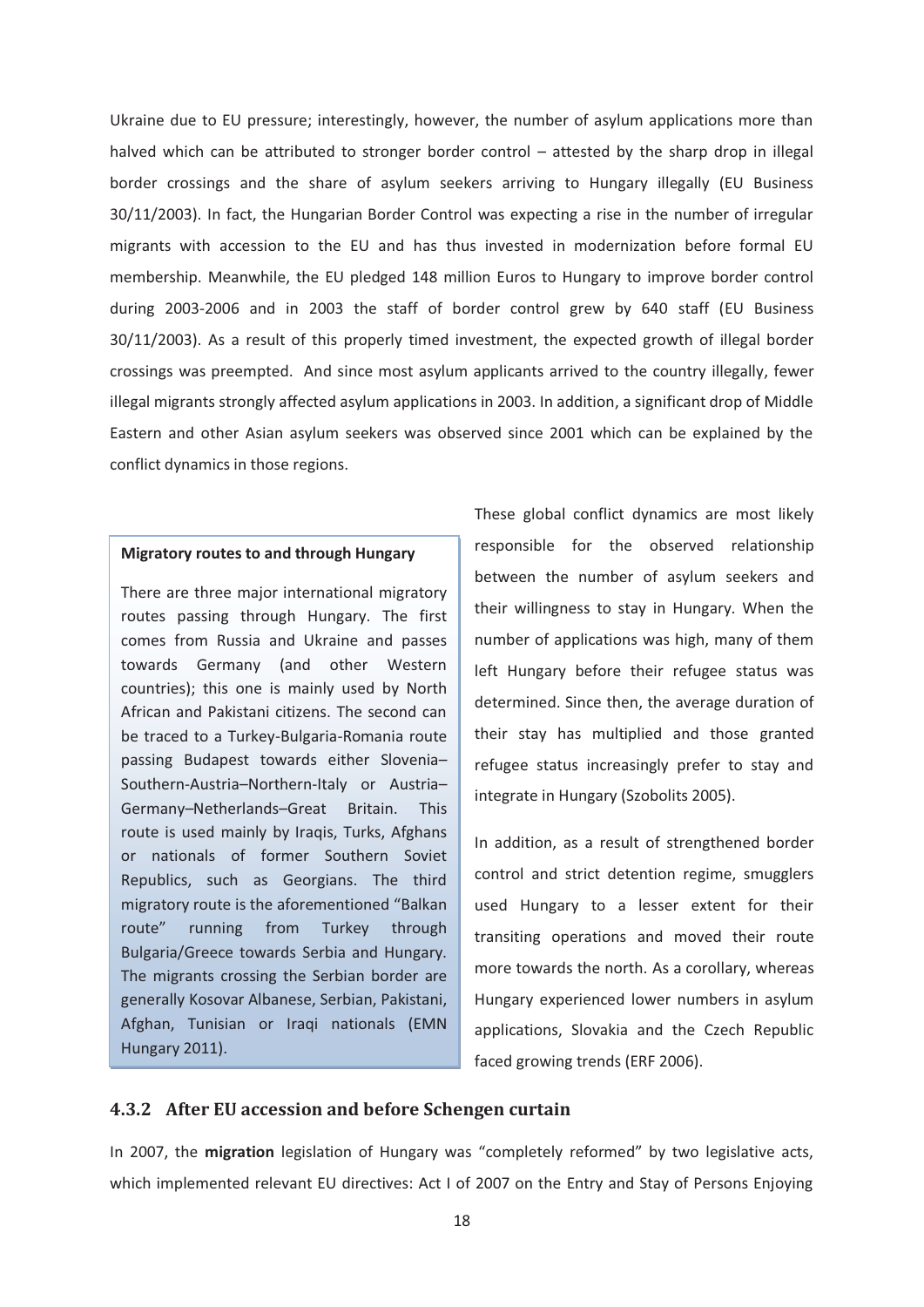Ukraine due to EU pressure; interestingly, however, the number of asylum applications more than halved which can be attributed to stronger border control – attested by the sharp drop in illegal border crossings and the share of asylum seekers arriving to Hungary illegally (EU Business 30/11/2003). In fact, the Hungarian Border Control was expecting a rise in the number of irregular migrants with accession to the EU and has thus invested in modernization before formal EU membership. Meanwhile, the EU pledged 148 million Euros to Hungary to improve border control during 2003-2006 and in 2003 the staff of border control grew by 640 staff (EU Business 30/11/2003). As a result of this properly timed investment, the expected growth of illegal border crossings was preempted. And since most asylum applicants arrived to the country illegally, fewer illegal migrants strongly affected asylum applications in 2003. In addition, a significant drop of Middle Eastern and other Asian asylum seekers was observed since 2001 which can be explained by the conflict dynamics in those regions.

These global conflict dynamics are most likely responsible for the observed relationship between the number of asylum seekers and their willingness to stay in Hungary. When the number of applications was high, many of them left Hungary before their refugee status was determined. Since then, the average duration of their stay has multiplied and those granted refugee status increasingly prefer to stay and integrate in Hungary (Szobolits 2005).

In addition, as a result of strengthened border control and strict detention regime, smugglers used Hungary to a lesser extent for their transiting operations and moved their route more towards the north. As a corollary, whereas Hungary experienced lower numbers in asylum applications, Slovakia and the Czech Republic faced growing trends (ERF 2006).

> **Migratory routes to and through Hungary**
>
> There are three major international migratory routes passing through Hungary. The first comes from Russia and Ukraine and passes towards Germany (and other Western countries); this one is mainly used by North African and Pakistani citizens. The second can be traced to a Turkey-Bulgaria-Romania route passing Budapest towards either Slovenia–Southern-Austria–Northern-Italy or Austria–Germany–Netherlands–Great Britain. This route is used mainly by Iraqis, Turks, Afghans or nationals of former Southern Soviet Republics, such as Georgians. The third migratory route is the aforementioned "Balkan route" running from Turkey through Bulgaria/Greece towards Serbia and Hungary. The migrants crossing the Serbian border are generally Kosovar Albanese, Serbian, Pakistani, Afghan, Tunisian or Iraqi nationals (EMN Hungary 2011).

### 4.3.2 After EU accession and before Schengen curtain

In 2007, the **migration** legislation of Hungary was "completely reformed" by two legislative acts, which implemented relevant EU directives: Act I of 2007 on the Entry and Stay of Persons Enjoying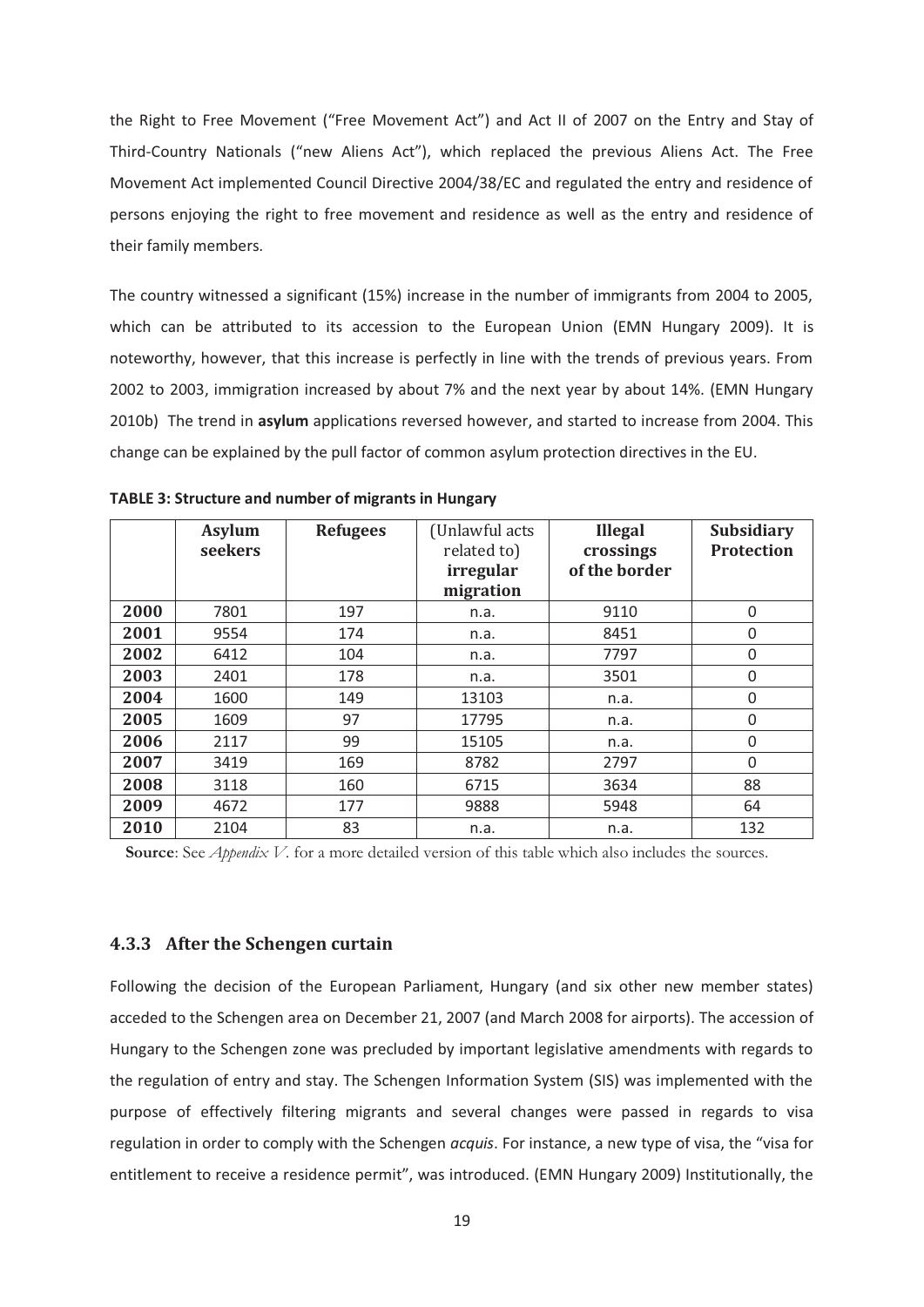the Right to Free Movement ("Free Movement Act") and Act II of 2007 on the Entry and Stay of Third-Country Nationals ("new Aliens Act"), which replaced the previous Aliens Act. The Free Movement Act implemented Council Directive 2004/38/EC and regulated the entry and residence of persons enjoying the right to free movement and residence as well as the entry and residence of their family members.

The country witnessed a significant (15%) increase in the number of immigrants from 2004 to 2005, which can be attributed to its accession to the European Union (EMN Hungary 2009). It is noteworthy, however, that this increase is perfectly in line with the trends of previous years. From 2002 to 2003, immigration increased by about 7% and the next year by about 14%. (EMN Hungary 2010b) The trend in **asylum** applications reversed however, and started to increase from 2004. This change can be explained by the pull factor of common asylum protection directives in the EU.

**TABLE 3: Structure and number of migrants in Hungary**

| | **Asylum seekers** | **Refugees** | (Unlawful acts related to) **irregular migration** | **Illegal crossings of the border** | **Subsidiary Protection** |
|---|---|---|---|---|---|
| **2000** | 7801 | 197 | n.a. | 9110 | 0 |
| **2001** | 9554 | 174 | n.a. | 8451 | 0 |
| **2002** | 6412 | 104 | n.a. | 7797 | 0 |
| **2003** | 2401 | 178 | n.a. | 3501 | 0 |
| **2004** | 1600 | 149 | 13103 | n.a. | 0 |
| **2005** | 1609 | 97 | 17795 | n.a. | 0 |
| **2006** | 2117 | 99 | 15105 | n.a. | 0 |
| **2007** | 3419 | 169 | 8782 | 2797 | 0 |
| **2008** | 3118 | 160 | 6715 | 3634 | 88 |
| **2009** | 4672 | 177 | 9888 | 5948 | 64 |
| **2010** | 2104 | 83 | n.a. | n.a. | 132 |

**Source**: See *Appendix V.* for a more detailed version of this table which also includes the sources.

### 4.3.3 After the Schengen curtain

Following the decision of the European Parliament, Hungary (and six other new member states) acceded to the Schengen area on December 21, 2007 (and March 2008 for airports). The accession of Hungary to the Schengen zone was precluded by important legislative amendments with regards to the regulation of entry and stay. The Schengen Information System (SIS) was implemented with the purpose of effectively filtering migrants and several changes were passed in regards to visa regulation in order to comply with the Schengen *acquis*. For instance, a new type of visa, the "visa for entitlement to receive a residence permit", was introduced. (EMN Hungary 2009) Institutionally, the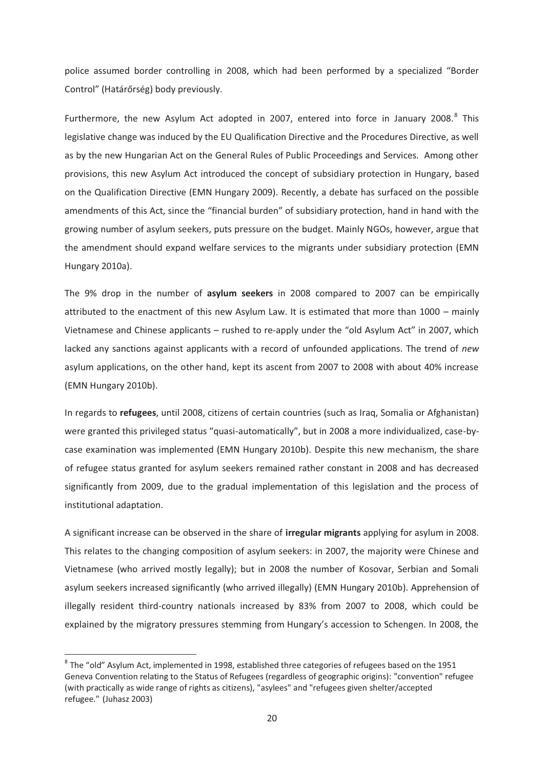police assumed border controlling in 2008, which had been performed by a specialized "Border Control" (Határőrség) body previously.

Furthermore, the new Asylum Act adopted in 2007, entered into force in January 2008.[8] This legislative change was induced by the EU Qualification Directive and the Procedures Directive, as well as by the new Hungarian Act on the General Rules of Public Proceedings and Services. Among other provisions, this new Asylum Act introduced the concept of subsidiary protection in Hungary, based on the Qualification Directive (EMN Hungary 2009). Recently, a debate has surfaced on the possible amendments of this Act, since the "financial burden" of subsidiary protection, hand in hand with the growing number of asylum seekers, puts pressure on the budget. Mainly NGOs, however, argue that the amendment should expand welfare services to the migrants under subsidiary protection (EMN Hungary 2010a).

The 9% drop in the number of **asylum seekers** in 2008 compared to 2007 can be empirically attributed to the enactment of this new Asylum Law. It is estimated that more than 1000 – mainly Vietnamese and Chinese applicants – rushed to re-apply under the "old Asylum Act" in 2007, which lacked any sanctions against applicants with a record of unfounded applications. The trend of *new* asylum applications, on the other hand, kept its ascent from 2007 to 2008 with about 40% increase (EMN Hungary 2010b).

In regards to **refugees**, until 2008, citizens of certain countries (such as Iraq, Somalia or Afghanistan) were granted this privileged status "quasi-automatically", but in 2008 a more individualized, case-by-case examination was implemented (EMN Hungary 2010b). Despite this new mechanism, the share of refugee status granted for asylum seekers remained rather constant in 2008 and has decreased significantly from 2009, due to the gradual implementation of this legislation and the process of institutional adaptation.

A significant increase can be observed in the share of **irregular migrants** applying for asylum in 2008. This relates to the changing composition of asylum seekers: in 2007, the majority were Chinese and Vietnamese (who arrived mostly legally); but in 2008 the number of Kosovar, Serbian and Somali asylum seekers increased significantly (who arrived illegally) (EMN Hungary 2010b). Apprehension of illegally resident third-country nationals increased by 83% from 2007 to 2008, which could be explained by the migratory pressures stemming from Hungary's accession to Schengen. In 2008, the

[8] The "old" Asylum Act, implemented in 1998, established three categories of refugees based on the 1951 Geneva Convention relating to the Status of Refugees (regardless of geographic origins): "convention" refugee (with practically as wide range of rights as citizens), "asylees" and "refugees given shelter/accepted refugee." (Juhasz 2003)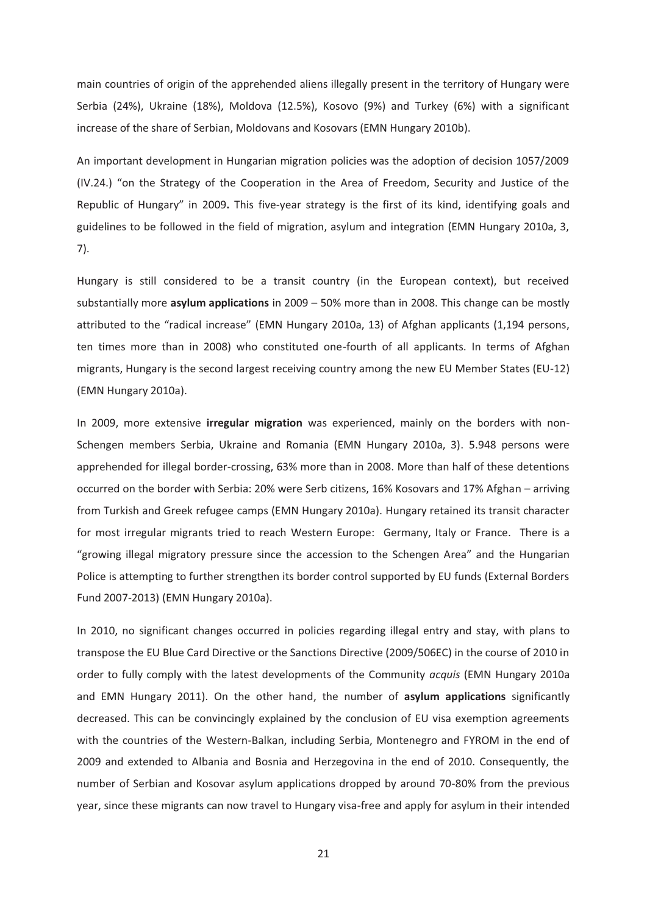main countries of origin of the apprehended aliens illegally present in the territory of Hungary were Serbia (24%), Ukraine (18%), Moldova (12.5%), Kosovo (9%) and Turkey (6%) with a significant increase of the share of Serbian, Moldovans and Kosovars (EMN Hungary 2010b).

An important development in Hungarian migration policies was the adoption of decision 1057/2009 (IV.24.) "on the Strategy of the Cooperation in the Area of Freedom, Security and Justice of the Republic of Hungary" in 2009**.** This five-year strategy is the first of its kind, identifying goals and guidelines to be followed in the field of migration, asylum and integration (EMN Hungary 2010a, 3, 7).

Hungary is still considered to be a transit country (in the European context), but received substantially more **asylum applications** in 2009 – 50% more than in 2008. This change can be mostly attributed to the "radical increase" (EMN Hungary 2010a, 13) of Afghan applicants (1,194 persons, ten times more than in 2008) who constituted one-fourth of all applicants. In terms of Afghan migrants, Hungary is the second largest receiving country among the new EU Member States (EU-12) (EMN Hungary 2010a).

In 2009, more extensive **irregular migration** was experienced, mainly on the borders with non-Schengen members Serbia, Ukraine and Romania (EMN Hungary 2010a, 3). 5.948 persons were apprehended for illegal border-crossing, 63% more than in 2008. More than half of these detentions occurred on the border with Serbia: 20% were Serb citizens, 16% Kosovars and 17% Afghan – arriving from Turkish and Greek refugee camps (EMN Hungary 2010a). Hungary retained its transit character for most irregular migrants tried to reach Western Europe: Germany, Italy or France. There is a "growing illegal migratory pressure since the accession to the Schengen Area" and the Hungarian Police is attempting to further strengthen its border control supported by EU funds (External Borders Fund 2007-2013) (EMN Hungary 2010a).

In 2010, no significant changes occurred in policies regarding illegal entry and stay, with plans to transpose the EU Blue Card Directive or the Sanctions Directive (2009/506EC) in the course of 2010 in order to fully comply with the latest developments of the Community *acquis* (EMN Hungary 2010a and EMN Hungary 2011). On the other hand, the number of **asylum applications** significantly decreased. This can be convincingly explained by the conclusion of EU visa exemption agreements with the countries of the Western-Balkan, including Serbia, Montenegro and FYROM in the end of 2009 and extended to Albania and Bosnia and Herzegovina in the end of 2010. Consequently, the number of Serbian and Kosovar asylum applications dropped by around 70-80% from the previous year, since these migrants can now travel to Hungary visa-free and apply for asylum in their intended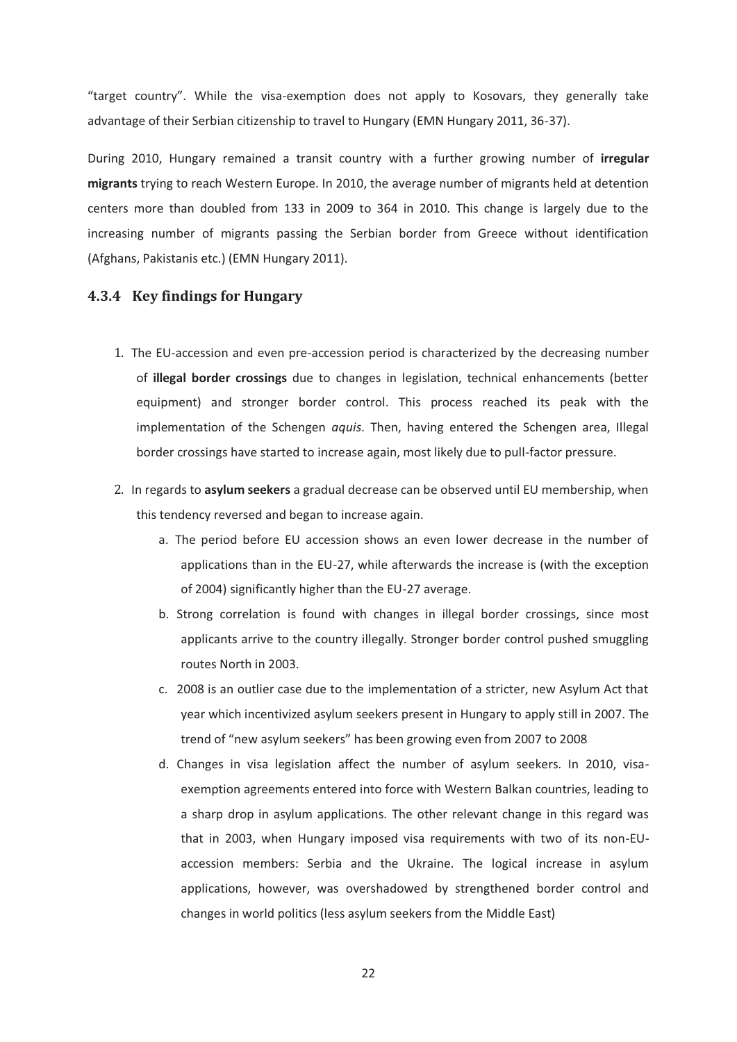"target country". While the visa-exemption does not apply to Kosovars, they generally take advantage of their Serbian citizenship to travel to Hungary (EMN Hungary 2011, 36-37).

During 2010, Hungary remained a transit country with a further growing number of **irregular migrants** trying to reach Western Europe. In 2010, the average number of migrants held at detention centers more than doubled from 133 in 2009 to 364 in 2010. This change is largely due to the increasing number of migrants passing the Serbian border from Greece without identification (Afghans, Pakistanis etc.) (EMN Hungary 2011).

### 4.3.4 Key findings for Hungary

1. The EU-accession and even pre-accession period is characterized by the decreasing number of **illegal border crossings** due to changes in legislation, technical enhancements (better equipment) and stronger border control. This process reached its peak with the implementation of the Schengen *aquis*. Then, having entered the Schengen area, Illegal border crossings have started to increase again, most likely due to pull-factor pressure.

2. In regards to **asylum seekers** a gradual decrease can be observed until EU membership, when this tendency reversed and began to increase again.
   a. The period before EU accession shows an even lower decrease in the number of applications than in the EU-27, while afterwards the increase is (with the exception of 2004) significantly higher than the EU-27 average.
   b. Strong correlation is found with changes in illegal border crossings, since most applicants arrive to the country illegally. Stronger border control pushed smuggling routes North in 2003.
   c. 2008 is an outlier case due to the implementation of a stricter, new Asylum Act that year which incentivized asylum seekers present in Hungary to apply still in 2007. The trend of "new asylum seekers" has been growing even from 2007 to 2008
   d. Changes in visa legislation affect the number of asylum seekers. In 2010, visa-exemption agreements entered into force with Western Balkan countries, leading to a sharp drop in asylum applications. The other relevant change in this regard was that in 2003, when Hungary imposed visa requirements with two of its non-EU-accession members: Serbia and the Ukraine. The logical increase in asylum applications, however, was overshadowed by strengthened border control and changes in world politics (less asylum seekers from the Middle East)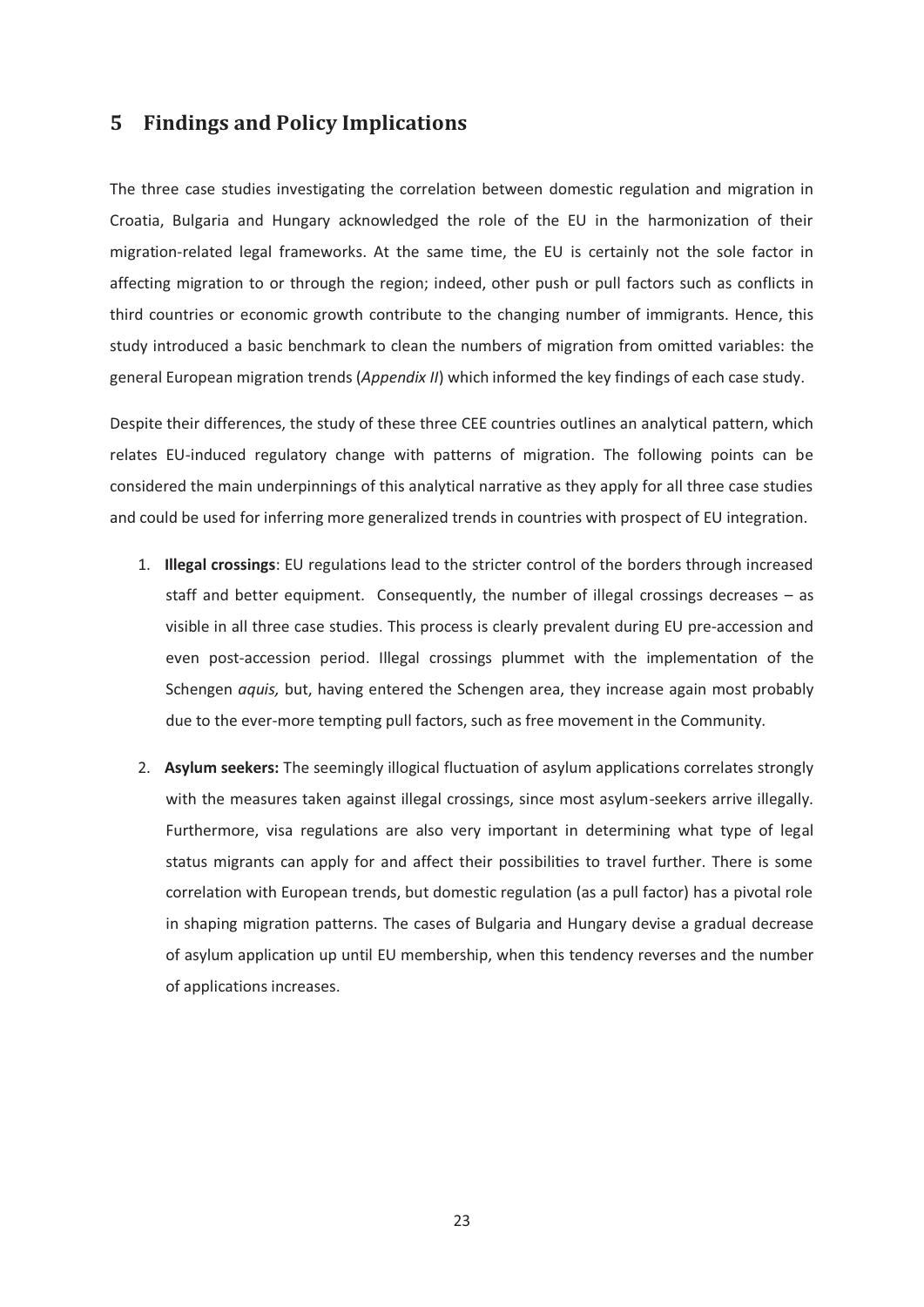## 5 Findings and Policy Implications

The three case studies investigating the correlation between domestic regulation and migration in Croatia, Bulgaria and Hungary acknowledged the role of the EU in the harmonization of their migration-related legal frameworks. At the same time, the EU is certainly not the sole factor in affecting migration to or through the region; indeed, other push or pull factors such as conflicts in third countries or economic growth contribute to the changing number of immigrants. Hence, this study introduced a basic benchmark to clean the numbers of migration from omitted variables: the general European migration trends (*Appendix II*) which informed the key findings of each case study.

Despite their differences, the study of these three CEE countries outlines an analytical pattern, which relates EU-induced regulatory change with patterns of migration. The following points can be considered the main underpinnings of this analytical narrative as they apply for all three case studies and could be used for inferring more generalized trends in countries with prospect of EU integration.

1. **Illegal crossings**: EU regulations lead to the stricter control of the borders through increased staff and better equipment. Consequently, the number of illegal crossings decreases – as visible in all three case studies. This process is clearly prevalent during EU pre-accession and even post-accession period. Illegal crossings plummet with the implementation of the Schengen *aquis,* but, having entered the Schengen area, they increase again most probably due to the ever-more tempting pull factors, such as free movement in the Community.

2. **Asylum seekers:** The seemingly illogical fluctuation of asylum applications correlates strongly with the measures taken against illegal crossings, since most asylum-seekers arrive illegally. Furthermore, visa regulations are also very important in determining what type of legal status migrants can apply for and affect their possibilities to travel further. There is some correlation with European trends, but domestic regulation (as a pull factor) has a pivotal role in shaping migration patterns. The cases of Bulgaria and Hungary devise a gradual decrease of asylum application up until EU membership, when this tendency reverses and the number of applications increases.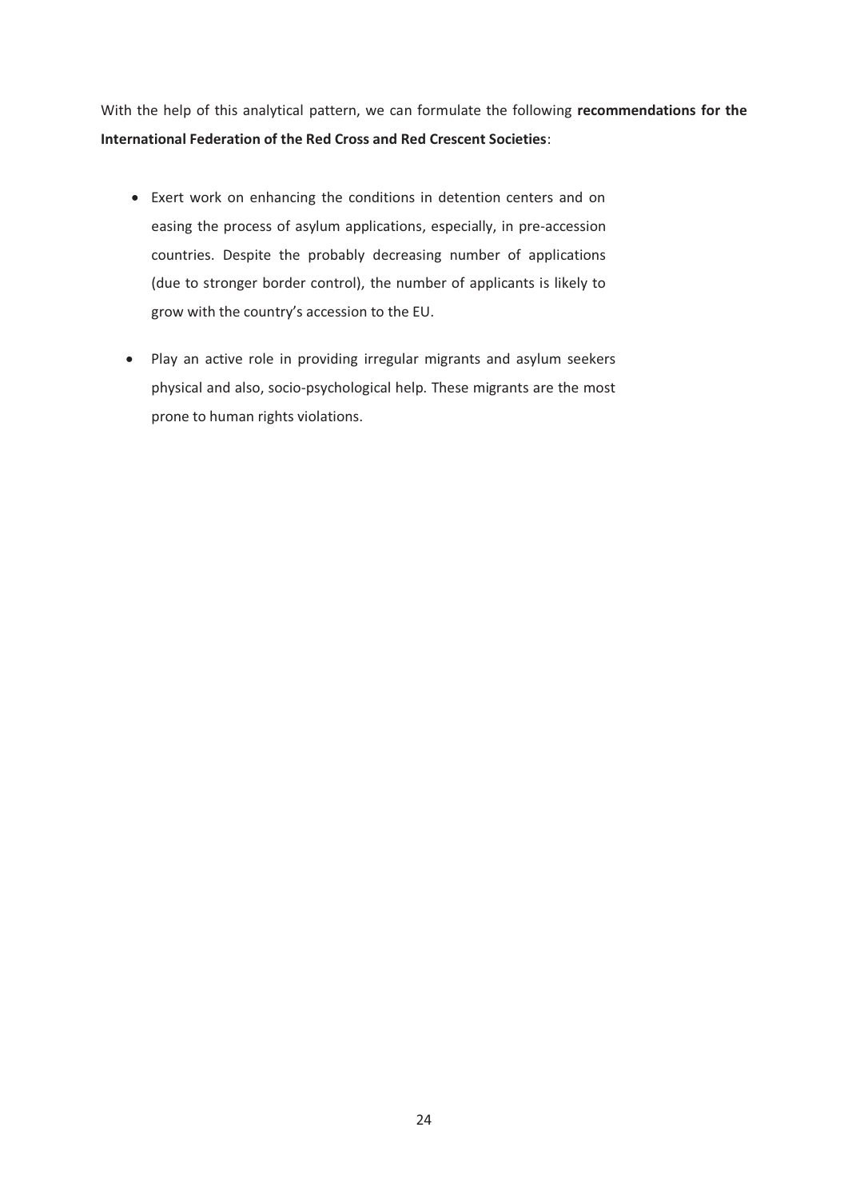With the help of this analytical pattern, we can formulate the following **recommendations for the International Federation of the Red Cross and Red Crescent Societies**:

- Exert work on enhancing the conditions in detention centers and on easing the process of asylum applications, especially, in pre-accession countries. Despite the probably decreasing number of applications (due to stronger border control), the number of applicants is likely to grow with the country's accession to the EU.
- Play an active role in providing irregular migrants and asylum seekers physical and also, socio-psychological help. These migrants are the most prone to human rights violations.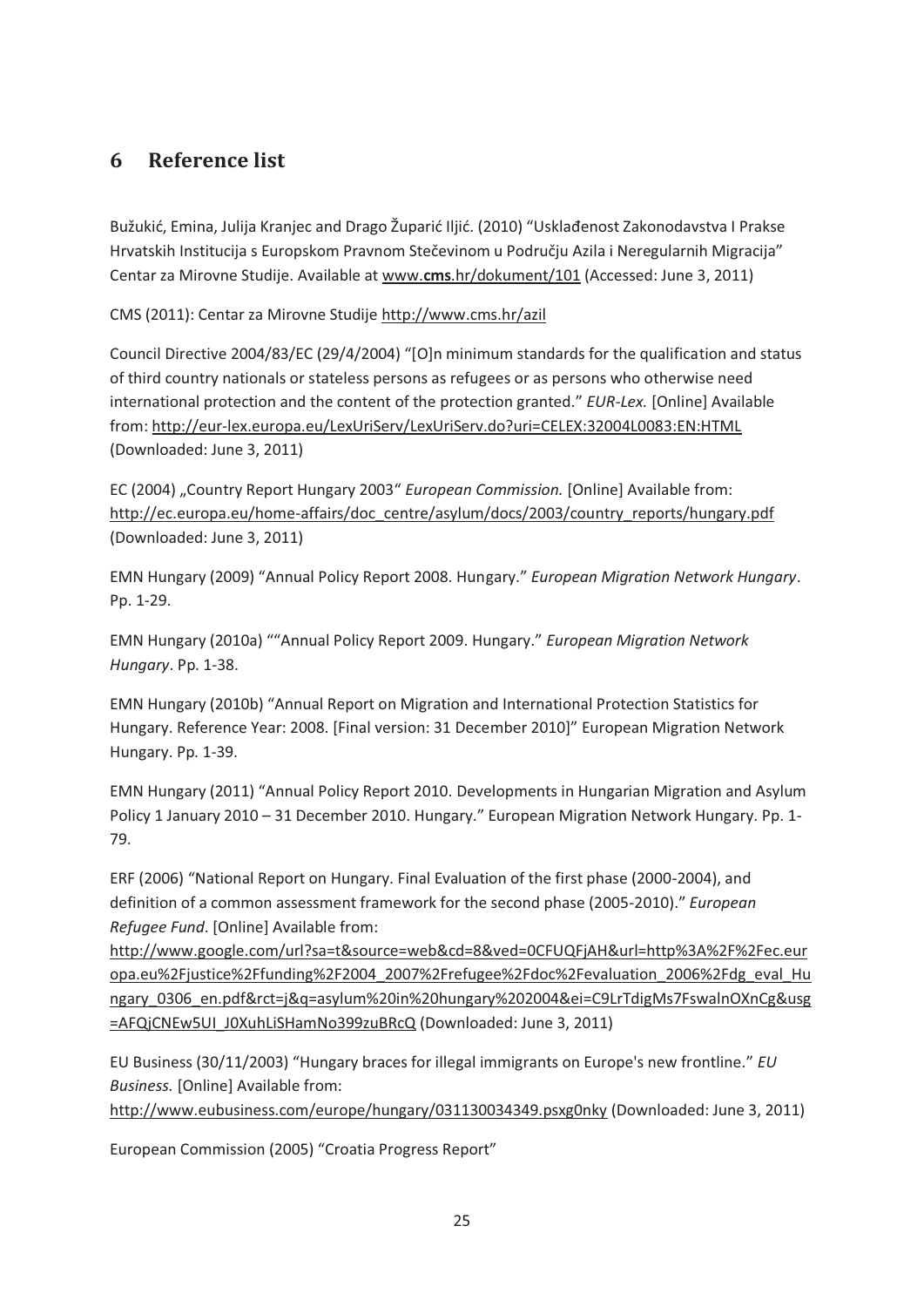# 6 Reference list

Bužukić, Emina, Julija Kranjec and Drago Župarić Iljić. (2010) "Usklađenost Zakonodavstva I Prakse Hrvatskih Institucija s Europskom Pravnom Stečevinom u Području Azila i Neregularnih Migracija" Centar za Mirovne Studije. Available at www.**cms**.hr/dokument/101 (Accessed: June 3, 2011)

CMS (2011): Centar za Mirovne Studije http://www.cms.hr/azil

Council Directive 2004/83/EC (29/4/2004) "[O]n minimum standards for the qualification and status of third country nationals or stateless persons as refugees or as persons who otherwise need international protection and the content of the protection granted." *EUR-Lex.* [Online] Available from: http://eur-lex.europa.eu/LexUriServ/LexUriServ.do?uri=CELEX:32004L0083:EN:HTML (Downloaded: June 3, 2011)

EC (2004) „Country Report Hungary 2003" *European Commission.* [Online] Available from: http://ec.europa.eu/home-affairs/doc_centre/asylum/docs/2003/country_reports/hungary.pdf (Downloaded: June 3, 2011)

EMN Hungary (2009) "Annual Policy Report 2008. Hungary." *European Migration Network Hungary*. Pp. 1-29.

EMN Hungary (2010a) ""Annual Policy Report 2009. Hungary." *European Migration Network Hungary*. Pp. 1-38.

EMN Hungary (2010b) "Annual Report on Migration and International Protection Statistics for Hungary. Reference Year: 2008. [Final version: 31 December 2010]" European Migration Network Hungary. Pp. 1-39.

EMN Hungary (2011) "Annual Policy Report 2010. Developments in Hungarian Migration and Asylum Policy 1 January 2010 – 31 December 2010. Hungary." European Migration Network Hungary. Pp. 1-79.

ERF (2006) "National Report on Hungary. Final Evaluation of the first phase (2000-2004), and definition of a common assessment framework for the second phase (2005-2010)." *European Refugee Fund*. [Online] Available from: http://www.google.com/url?sa=t&source=web&cd=8&ved=0CFUQFjAH&url=http%3A%2F%2Fec.europa.eu%2Fjustice%2Ffunding%2F2004_2007%2Frefugee%2Fdoc%2Fevaluation_2006%2Fdg_eval_Hungary_0306_en.pdf&rct=j&q=asylum%20in%20hungary%202004&ei=C9LrTdigMs7FswalnOXnCg&usg=AFQjCNEw5UI_J0XuhLiSHamNo399zuBRcQ (Downloaded: June 3, 2011)

EU Business (30/11/2003) "Hungary braces for illegal immigrants on Europe's new frontline." *EU Business.* [Online] Available from: http://www.eubusiness.com/europe/hungary/031130034349.psxg0nky (Downloaded: June 3, 2011)

European Commission (2005) "Croatia Progress Report"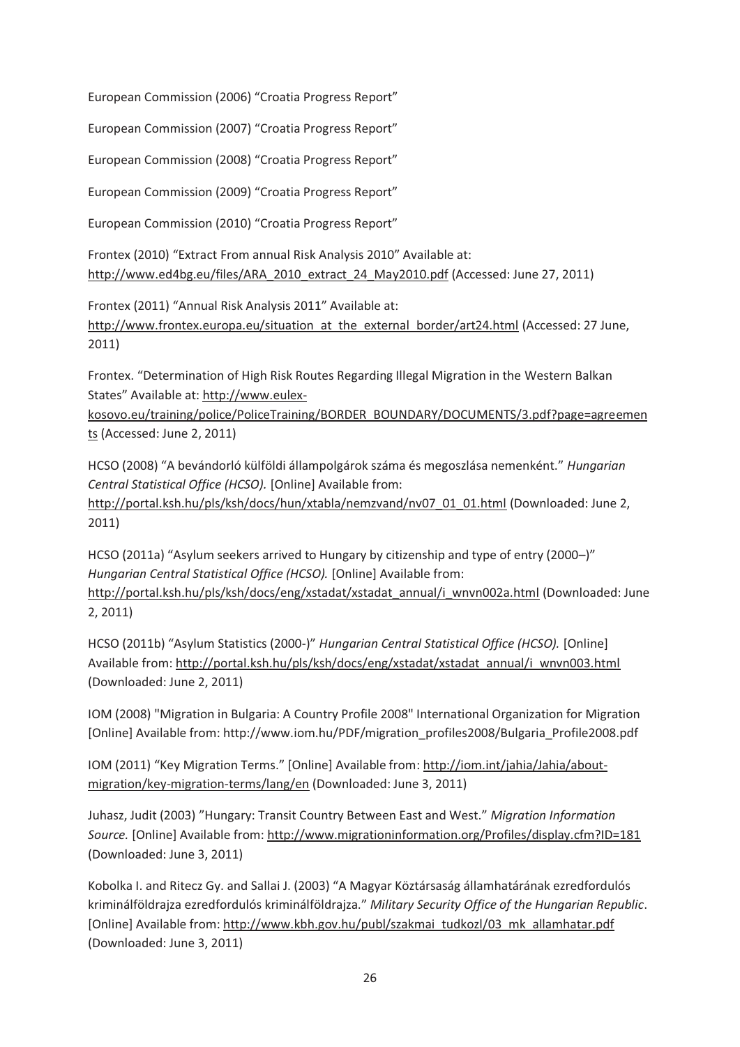European Commission (2006) “Croatia Progress Report”

European Commission (2007) “Croatia Progress Report”

European Commission (2008) “Croatia Progress Report”

European Commission (2009) “Croatia Progress Report”

European Commission (2010) “Croatia Progress Report”

Frontex (2010) “Extract From annual Risk Analysis 2010” Available at: http://www.ed4bg.eu/files/ARA_2010_extract_24_May2010.pdf (Accessed: June 27, 2011)

Frontex (2011) “Annual Risk Analysis 2011” Available at: http://www.frontex.europa.eu/situation_at_the_external_border/art24.html (Accessed: 27 June, 2011)

Frontex. “Determination of High Risk Routes Regarding Illegal Migration in the Western Balkan States” Available at: http://www.eulex-kosovo.eu/training/police/PoliceTraining/BORDER_BOUNDARY/DOCUMENTS/3.pdf?page=agreements (Accessed: June 2, 2011)

HCSO (2008) “A bevándorló külföldi állampolgárok száma és megoszlása nemenként.” *Hungarian Central Statistical Office (HCSO).* [Online] Available from: http://portal.ksh.hu/pls/ksh/docs/hun/xtabla/nemzvand/nv07_01_01.html (Downloaded: June 2, 2011)

HCSO (2011a) “Asylum seekers arrived to Hungary by citizenship and type of entry (2000–)” *Hungarian Central Statistical Office (HCSO).* [Online] Available from: http://portal.ksh.hu/pls/ksh/docs/eng/xstadat/xstadat_annual/i_wnvn002a.html (Downloaded: June 2, 2011)

HCSO (2011b) “Asylum Statistics (2000-)” *Hungarian Central Statistical Office (HCSO).* [Online] Available from: http://portal.ksh.hu/pls/ksh/docs/eng/xstadat/xstadat_annual/i_wnvn003.html (Downloaded: June 2, 2011)

IOM (2008) "Migration in Bulgaria: A Country Profile 2008" International Organization for Migration [Online] Available from: http://www.iom.hu/PDF/migration_profiles2008/Bulgaria_Profile2008.pdf

IOM (2011) “Key Migration Terms.” [Online] Available from: http://iom.int/jahia/Jahia/about-migration/key-migration-terms/lang/en (Downloaded: June 3, 2011)

Juhasz, Judit (2003) ”Hungary: Transit Country Between East and West.” *Migration Information Source.* [Online] Available from: http://www.migrationinformation.org/Profiles/display.cfm?ID=181 (Downloaded: June 3, 2011)

Kobolka I. and Ritecz Gy. and Sallai J. (2003) “A Magyar Köztársaság államhatárának ezredfordulós kriminálföldrajza ezredfordulós kriminálföldrajza.” *Military Security Office of the Hungarian Republic*. [Online] Available from: http://www.kbh.gov.hu/publ/szakmai_tudkozl/03_mk_allamhatar.pdf (Downloaded: June 3, 2011)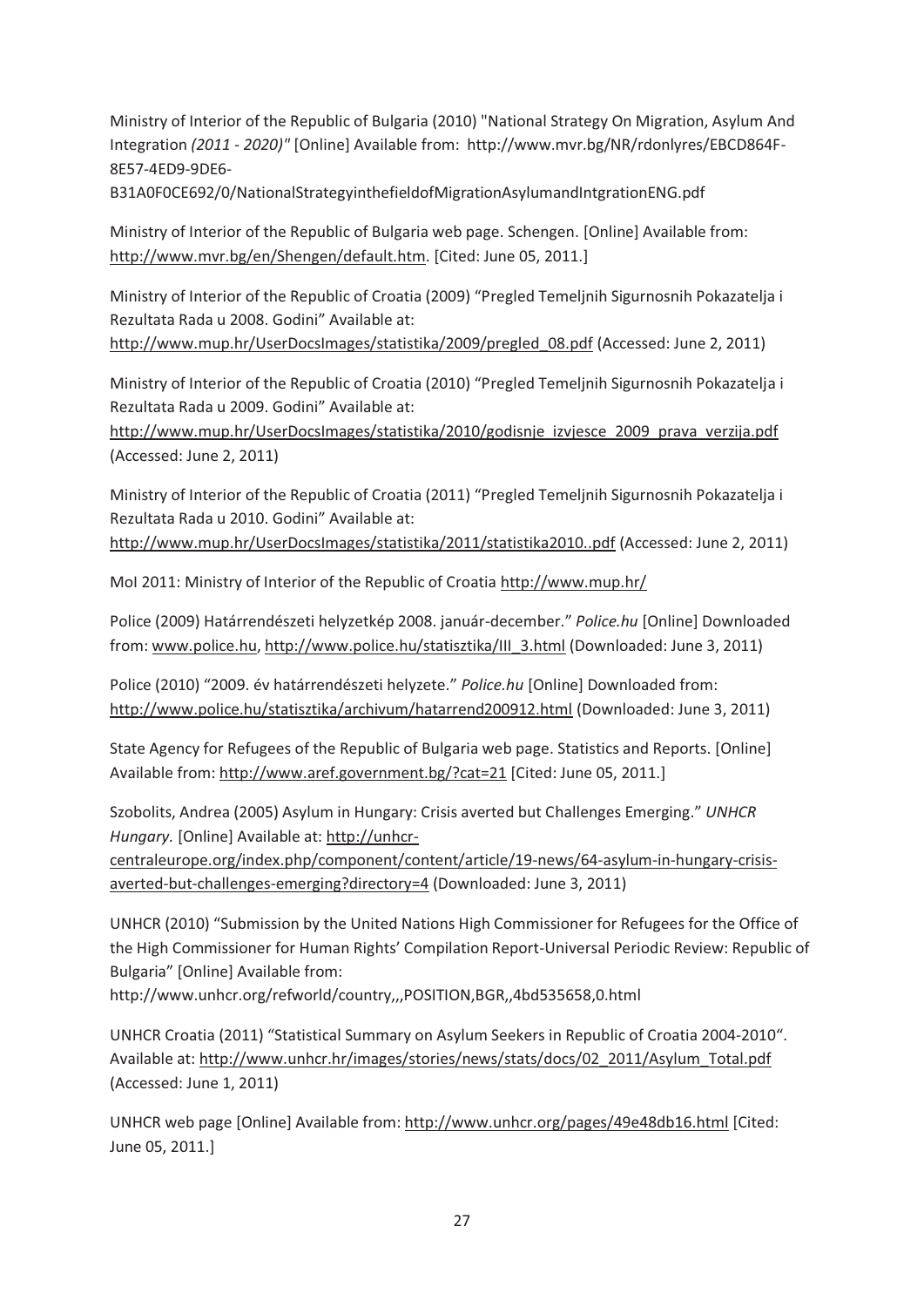Ministry of Interior of the Republic of Bulgaria (2010) "National Strategy On Migration, Asylum And Integration *(2011 - 2020)"* [Online] Available from: http://www.mvr.bg/NR/rdonlyres/EBCD864F-8E57-4ED9-9DE6-B31A0F0CE692/0/NationalStrategyinthefieldofMigrationAsylumandIntgrationENG.pdf

Ministry of Interior of the Republic of Bulgaria web page. Schengen. [Online] Available from: http://www.mvr.bg/en/Shengen/default.htm. [Cited: June 05, 2011.]

Ministry of Interior of the Republic of Croatia (2009) "Pregled Temeljnih Sigurnosnih Pokazatelja i Rezultata Rada u 2008. Godini" Available at: http://www.mup.hr/UserDocsImages/statistika/2009/pregled_08.pdf (Accessed: June 2, 2011)

Ministry of Interior of the Republic of Croatia (2010) "Pregled Temeljnih Sigurnosnih Pokazatelja i Rezultata Rada u 2009. Godini" Available at: http://www.mup.hr/UserDocsImages/statistika/2010/godisnje_izvjesce_2009_prava_verzija.pdf (Accessed: June 2, 2011)

Ministry of Interior of the Republic of Croatia (2011) "Pregled Temeljnih Sigurnosnih Pokazatelja i Rezultata Rada u 2010. Godini" Available at: http://www.mup.hr/UserDocsImages/statistika/2011/statistika2010..pdf (Accessed: June 2, 2011)

MoI 2011: Ministry of Interior of the Republic of Croatia http://www.mup.hr/

Police (2009) Határrendészeti helyzetkép 2008. január-december." *Police.hu* [Online] Downloaded from: www.police.hu, http://www.police.hu/statisztika/III_3.html (Downloaded: June 3, 2011)

Police (2010) "2009. év határrendészeti helyzete." *Police.hu* [Online] Downloaded from: http://www.police.hu/statisztika/archivum/hatarrend200912.html (Downloaded: June 3, 2011)

State Agency for Refugees of the Republic of Bulgaria web page. Statistics and Reports. [Online] Available from: http://www.aref.government.bg/?cat=21 [Cited: June 05, 2011.]

Szobolits, Andrea (2005) Asylum in Hungary: Crisis averted but Challenges Emerging." *UNHCR Hungary.* [Online] Available at: http://unhcr-centraleurope.org/index.php/component/content/article/19-news/64-asylum-in-hungary-crisis-averted-but-challenges-emerging?directory=4 (Downloaded: June 3, 2011)

UNHCR (2010) "Submission by the United Nations High Commissioner for Refugees for the Office of the High Commissioner for Human Rights' Compilation Report-Universal Periodic Review: Republic of Bulgaria" [Online] Available from: http://www.unhcr.org/refworld/country,,,POSITION,BGR,,4bd535658,0.html

UNHCR Croatia (2011) "Statistical Summary on Asylum Seekers in Republic of Croatia 2004-2010". Available at: http://www.unhcr.hr/images/stories/news/stats/docs/02_2011/Asylum_Total.pdf (Accessed: June 1, 2011)

UNHCR web page [Online] Available from: http://www.unhcr.org/pages/49e48db16.html [Cited: June 05, 2011.]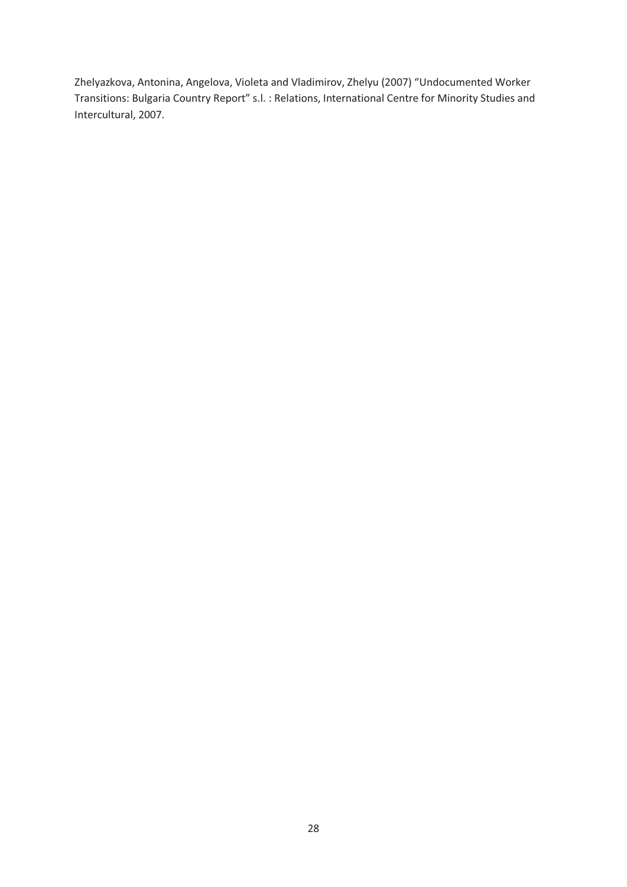Zhelyazkova, Antonina, Angelova, Violeta and Vladimirov, Zhelyu (2007) "Undocumented Worker Transitions: Bulgaria Country Report" s.l. : Relations, International Centre for Minority Studies and Intercultural, 2007.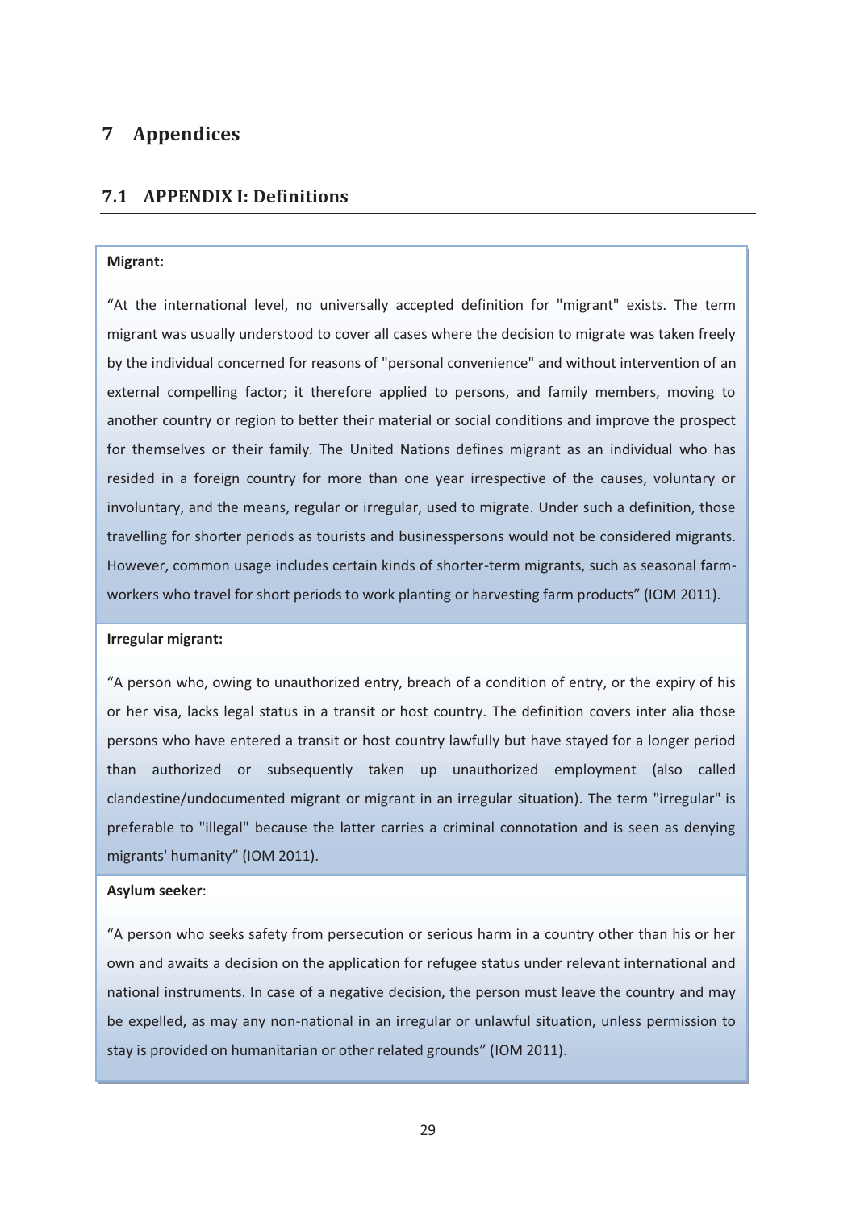# 7 Appendices

## 7.1 APPENDIX I: Definitions

**Migrant:**

"At the international level, no universally accepted definition for "migrant" exists. The term migrant was usually understood to cover all cases where the decision to migrate was taken freely by the individual concerned for reasons of "personal convenience" and without intervention of an external compelling factor; it therefore applied to persons, and family members, moving to another country or region to better their material or social conditions and improve the prospect for themselves or their family. The United Nations defines migrant as an individual who has resided in a foreign country for more than one year irrespective of the causes, voluntary or involuntary, and the means, regular or irregular, used to migrate. Under such a definition, those travelling for shorter periods as tourists and businesspersons would not be considered migrants. However, common usage includes certain kinds of shorter-term migrants, such as seasonal farm-workers who travel for short periods to work planting or harvesting farm products" (IOM 2011).

**Irregular migrant:**

"A person who, owing to unauthorized entry, breach of a condition of entry, or the expiry of his or her visa, lacks legal status in a transit or host country. The definition covers inter alia those persons who have entered a transit or host country lawfully but have stayed for a longer period than authorized or subsequently taken up unauthorized employment (also called clandestine/undocumented migrant or migrant in an irregular situation). The term "irregular" is preferable to "illegal" because the latter carries a criminal connotation and is seen as denying migrants' humanity" (IOM 2011).

**Asylum seeker**:

"A person who seeks safety from persecution or serious harm in a country other than his or her own and awaits a decision on the application for refugee status under relevant international and national instruments. In case of a negative decision, the person must leave the country and may be expelled, as may any non-national in an irregular or unlawful situation, unless permission to stay is provided on humanitarian or other related grounds" (IOM 2011).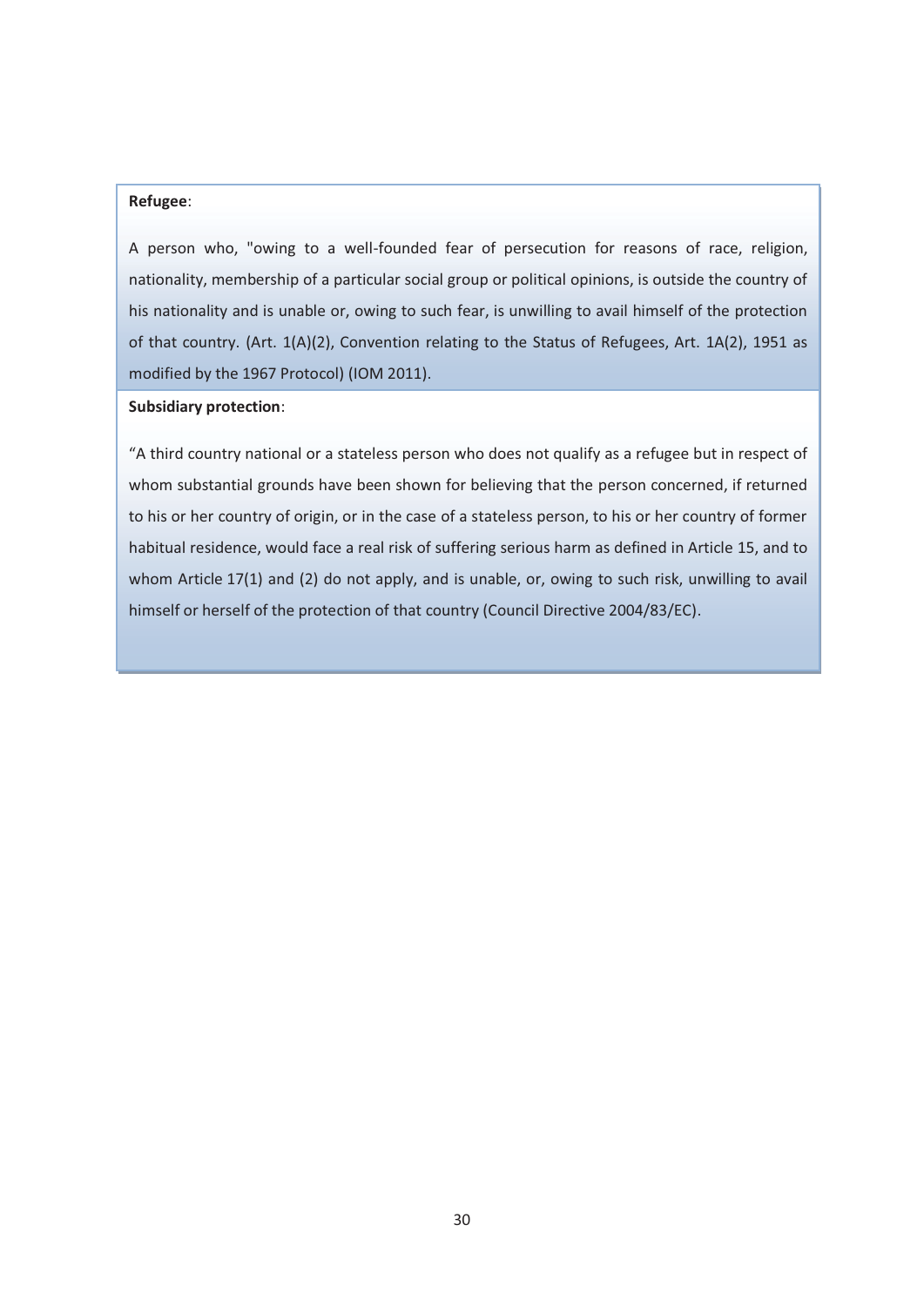**Refugee**:

A person who, "owing to a well-founded fear of persecution for reasons of race, religion, nationality, membership of a particular social group or political opinions, is outside the country of his nationality and is unable or, owing to such fear, is unwilling to avail himself of the protection of that country. (Art. 1(A)(2), Convention relating to the Status of Refugees, Art. 1A(2), 1951 as modified by the 1967 Protocol) (IOM 2011).

**Subsidiary protection**:

"A third country national or a stateless person who does not qualify as a refugee but in respect of whom substantial grounds have been shown for believing that the person concerned, if returned to his or her country of origin, or in the case of a stateless person, to his or her country of former habitual residence, would face a real risk of suffering serious harm as defined in Article 15, and to whom Article 17(1) and (2) do not apply, and is unable, or, owing to such risk, unwilling to avail himself or herself of the protection of that country (Council Directive 2004/83/EC).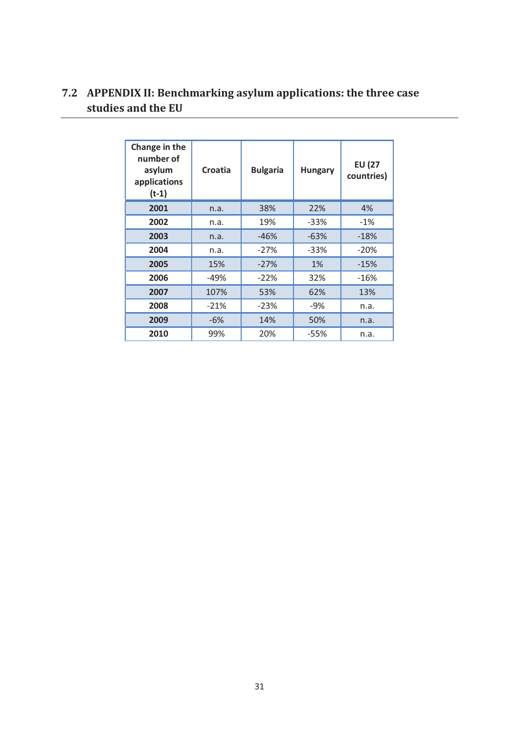## 7.2 APPENDIX II: Benchmarking asylum applications: the three case studies and the EU

| Change in the number of asylum applications (t-1) | Croatia | Bulgaria | Hungary | EU (27 countries) |
|---|---|---|---|---|
| **2001** | n.a. | 38% | 22% | 4% |
| **2002** | n.a. | 19% | -33% | -1% |
| **2003** | n.a. | -46% | -63% | -18% |
| **2004** | n.a. | -27% | -33% | -20% |
| **2005** | 15% | -27% | 1% | -15% |
| **2006** | -49% | -22% | 32% | -16% |
| **2007** | 107% | 53% | 62% | 13% |
| **2008** | -21% | -23% | -9% | n.a. |
| **2009** | -6% | 14% | 50% | n.a. |
| **2010** | 99% | 20% | -55% | n.a. |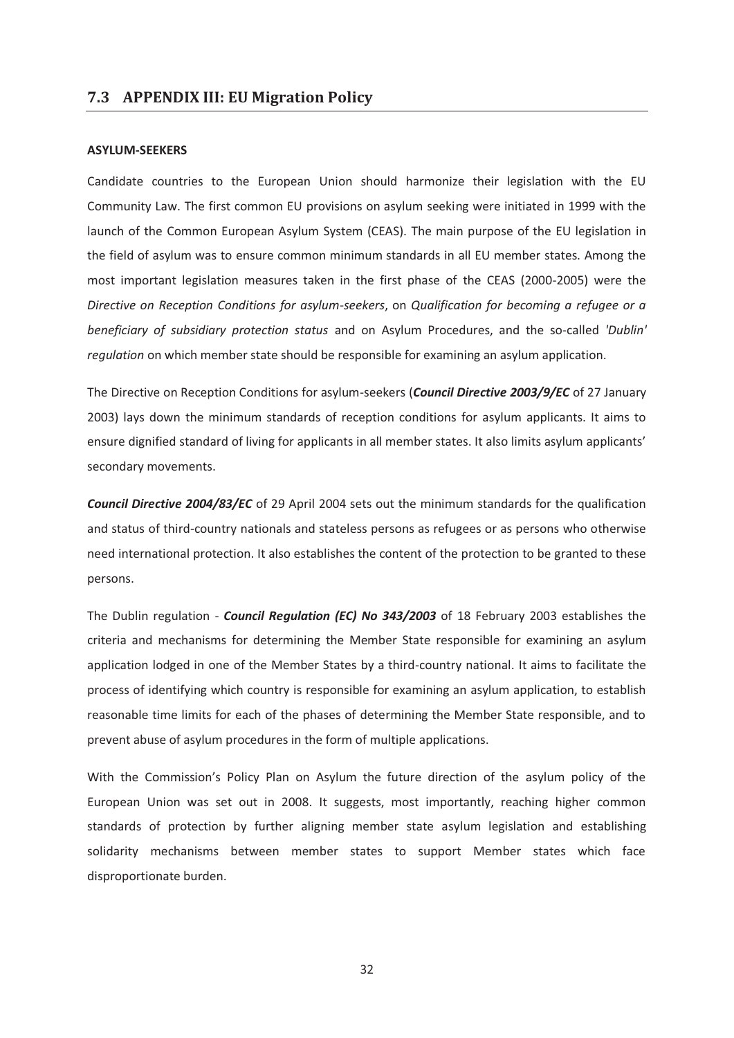## 7.3 APPENDIX III: EU Migration Policy

**ASYLUM-SEEKERS**

Candidate countries to the European Union should harmonize their legislation with the EU Community Law. The first common EU provisions on asylum seeking were initiated in 1999 with the launch of the Common European Asylum System (CEAS). The main purpose of the EU legislation in the field of asylum was to ensure common minimum standards in all EU member states. Among the most important legislation measures taken in the first phase of the CEAS (2000-2005) were the *Directive on Reception Conditions for asylum-seekers*, on *Qualification for becoming a refugee or a beneficiary of subsidiary protection status* and on Asylum Procedures, and the so-called *'Dublin' regulation* on which member state should be responsible for examining an asylum application.

The Directive on Reception Conditions for asylum-seekers (***Council Directive 2003/9/EC*** of 27 January 2003) lays down the minimum standards of reception conditions for asylum applicants. It aims to ensure dignified standard of living for applicants in all member states. It also limits asylum applicants' secondary movements.

***Council Directive 2004/83/EC*** of 29 April 2004 sets out the minimum standards for the qualification and status of third-country nationals and stateless persons as refugees or as persons who otherwise need international protection. It also establishes the content of the protection to be granted to these persons.

The Dublin regulation - ***Council Regulation (EC) No 343/2003*** of 18 February 2003 establishes the criteria and mechanisms for determining the Member State responsible for examining an asylum application lodged in one of the Member States by a third-country national. It aims to facilitate the process of identifying which country is responsible for examining an asylum application, to establish reasonable time limits for each of the phases of determining the Member State responsible, and to prevent abuse of asylum procedures in the form of multiple applications.

With the Commission's Policy Plan on Asylum the future direction of the asylum policy of the European Union was set out in 2008. It suggests, most importantly, reaching higher common standards of protection by further aligning member state asylum legislation and establishing solidarity mechanisms between member states to support Member states which face disproportionate burden.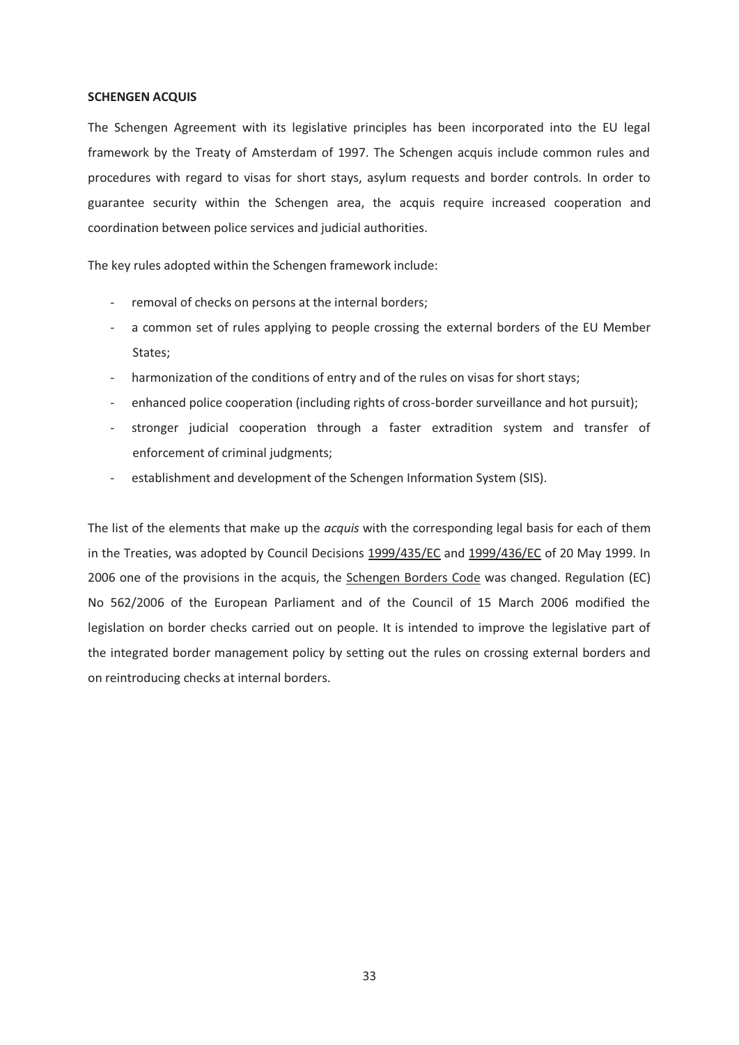**SCHENGEN ACQUIS**

The Schengen Agreement with its legislative principles has been incorporated into the EU legal framework by the Treaty of Amsterdam of 1997. The Schengen acquis include common rules and procedures with regard to visas for short stays, asylum requests and border controls. In order to guarantee security within the Schengen area, the acquis require increased cooperation and coordination between police services and judicial authorities.

The key rules adopted within the Schengen framework include:

- removal of checks on persons at the internal borders;
- a common set of rules applying to people crossing the external borders of the EU Member States;
- harmonization of the conditions of entry and of the rules on visas for short stays;
- enhanced police cooperation (including rights of cross-border surveillance and hot pursuit);
- stronger judicial cooperation through a faster extradition system and transfer of enforcement of criminal judgments;
- establishment and development of the Schengen Information System (SIS).

The list of the elements that make up the *acquis* with the corresponding legal basis for each of them in the Treaties, was adopted by Council Decisions 1999/435/EC and 1999/436/EC of 20 May 1999. In 2006 one of the provisions in the acquis, the Schengen Borders Code was changed. Regulation (EC) No 562/2006 of the European Parliament and of the Council of 15 March 2006 modified the legislation on border checks carried out on people. It is intended to improve the legislative part of the integrated border management policy by setting out the rules on crossing external borders and on reintroducing checks at internal borders.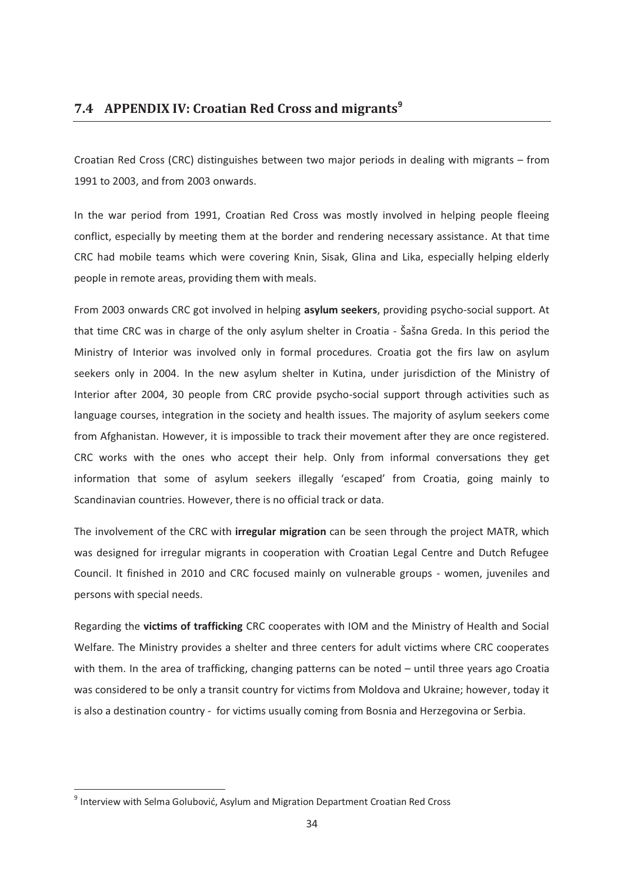## 7.4 APPENDIX IV: Croatian Red Cross and migrants[9]

Croatian Red Cross (CRC) distinguishes between two major periods in dealing with migrants – from 1991 to 2003, and from 2003 onwards.

In the war period from 1991, Croatian Red Cross was mostly involved in helping people fleeing conflict, especially by meeting them at the border and rendering necessary assistance. At that time CRC had mobile teams which were covering Knin, Sisak, Glina and Lika, especially helping elderly people in remote areas, providing them with meals.

From 2003 onwards CRC got involved in helping **asylum seekers**, providing psycho-social support. At that time CRC was in charge of the only asylum shelter in Croatia - Šašna Greda. In this period the Ministry of Interior was involved only in formal procedures. Croatia got the firs law on asylum seekers only in 2004. In the new asylum shelter in Kutina, under jurisdiction of the Ministry of Interior after 2004, 30 people from CRC provide psycho-social support through activities such as language courses, integration in the society and health issues. The majority of asylum seekers come from Afghanistan. However, it is impossible to track their movement after they are once registered. CRC works with the ones who accept their help. Only from informal conversations they get information that some of asylum seekers illegally 'escaped' from Croatia, going mainly to Scandinavian countries. However, there is no official track or data.

The involvement of the CRC with **irregular migration** can be seen through the project MATR, which was designed for irregular migrants in cooperation with Croatian Legal Centre and Dutch Refugee Council. It finished in 2010 and CRC focused mainly on vulnerable groups - women, juveniles and persons with special needs.

Regarding the **victims of trafficking** CRC cooperates with IOM and the Ministry of Health and Social Welfare. The Ministry provides a shelter and three centers for adult victims where CRC cooperates with them. In the area of trafficking, changing patterns can be noted – until three years ago Croatia was considered to be only a transit country for victims from Moldova and Ukraine; however, today it is also a destination country - for victims usually coming from Bosnia and Herzegovina or Serbia.

---

[9] Interview with Selma Golubović, Asylum and Migration Department Croatian Red Cross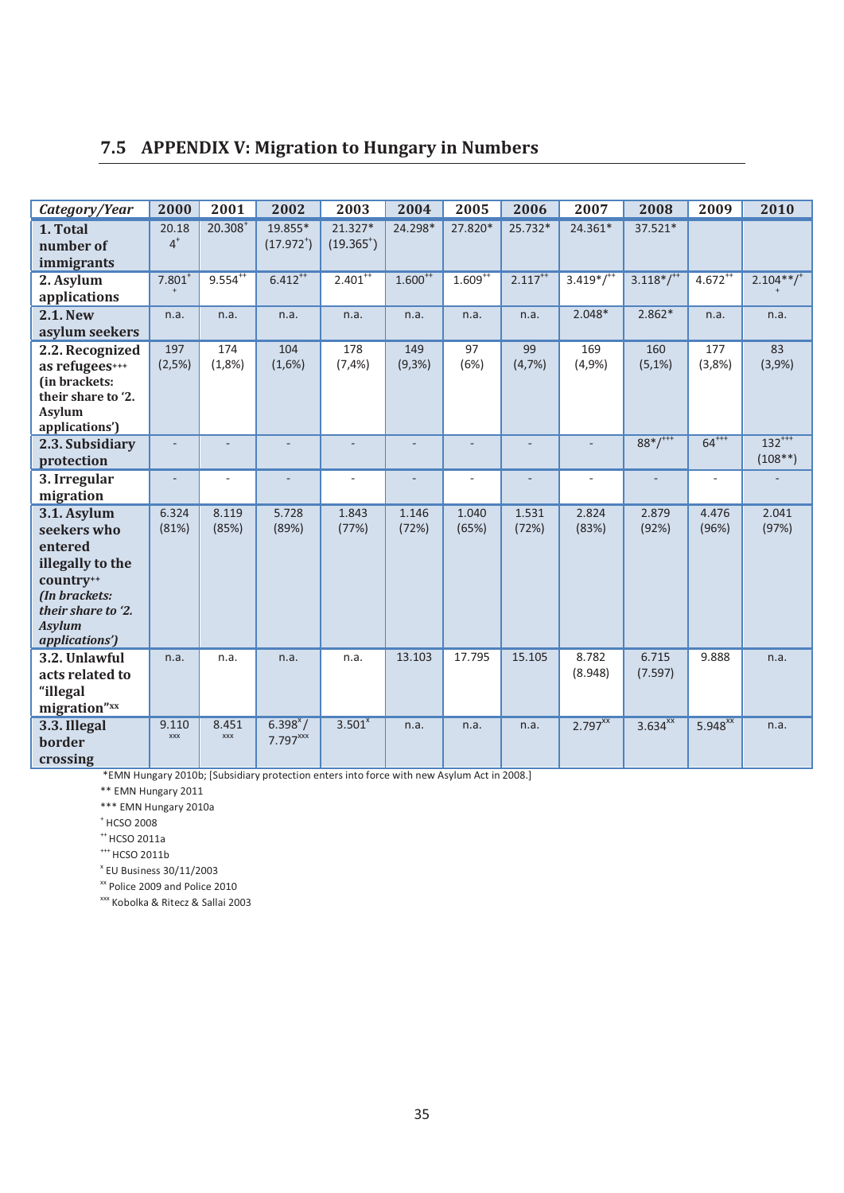## 7.5 APPENDIX V: Migration to Hungary in Numbers

| *Category/Year* | 2000 | 2001 | 2002 | 2003 | 2004 | 2005 | 2006 | 2007 | 2008 | 2009 | 2010 |
|---|---|---|---|---|---|---|---|---|---|---|---|
| **1. Total number of immigrants** | 20.184[+] | 20.308[+] | 19.855* (17.972[+]) | 21.327* (19.365[+]) | 24.298* | 27.820* | 25.732* | 24.361* | 37.521* | | |
| **2. Asylum applications** | 7.801[++] | 9.554[++] | 6.412[++] | 2.401[++] | 1.600[++] | 1.609[++] | 2.117[++] | 3.419*/[++] | 3.118*/[++] | 4.672[++] | 2.104**/[++] |
| **2.1. New asylum seekers** | n.a. | n.a. | n.a. | n.a. | n.a. | n.a. | n.a. | 2.048* | 2.862* | n.a. | n.a. |
| **2.2. Recognized as refugees[+++] (in brackets: their share to '2. Asylum applications')** | 197 (2,5%) | 174 (1,8%) | 104 (1,6%) | 178 (7,4%) | 149 (9,3%) | 97 (6%) | 99 (4,7%) | 169 (4,9%) | 160 (5,1%) | 177 (3,8%) | 83 (3,9%) |
| **2.3. Subsidiary protection** | - | - | - | - | - | - | - | - | 88*/[+++] | 64[+++] | 132[+++] (108**) |
| **3. Irregular migration** | - | - | - | - | - | - | - | - | - | - | - |
| **3.1. Asylum seekers who entered illegally to the country[++]** ***(In brackets: their share to '2. Asylum applications')*** | 6.324 (81%) | 8.119 (85%) | 5.728 (89%) | 1.843 (77%) | 1.146 (72%) | 1.040 (65%) | 1.531 (72%) | 2.824 (83%) | 2.879 (92%) | 4.476 (96%) | 2.041 (97%) |
| **3.2. Unlawful acts related to "illegal migration"[xx]** | n.a. | n.a. | n.a. | n.a. | 13.103 | 17.795 | 15.105 | 8.782 (8.948) | 6.715 (7.597) | 9.888 | n.a. |
| **3.3. Illegal border crossing** | 9.110[xxx] | 8.451[xxx] | 6.398[x] / 7.797[xxx] | 3.501[x] | n.a. | n.a. | n.a. | 2.797[xx] | 3.634[xx] | 5.948[xx] | n.a. |

*EMN Hungary 2010b; [Subsidiary protection enters into force with new Asylum Act in 2008.]

** EMN Hungary 2011

*** EMN Hungary 2010a

[+] HCSO 2008

[++] HCSO 2011a

[+++] HCSO 2011b

[x] EU Business 30/11/2003

[xx] Police 2009 and Police 2010

[xxx] Kobolka & Ritecz & Sallai 2003